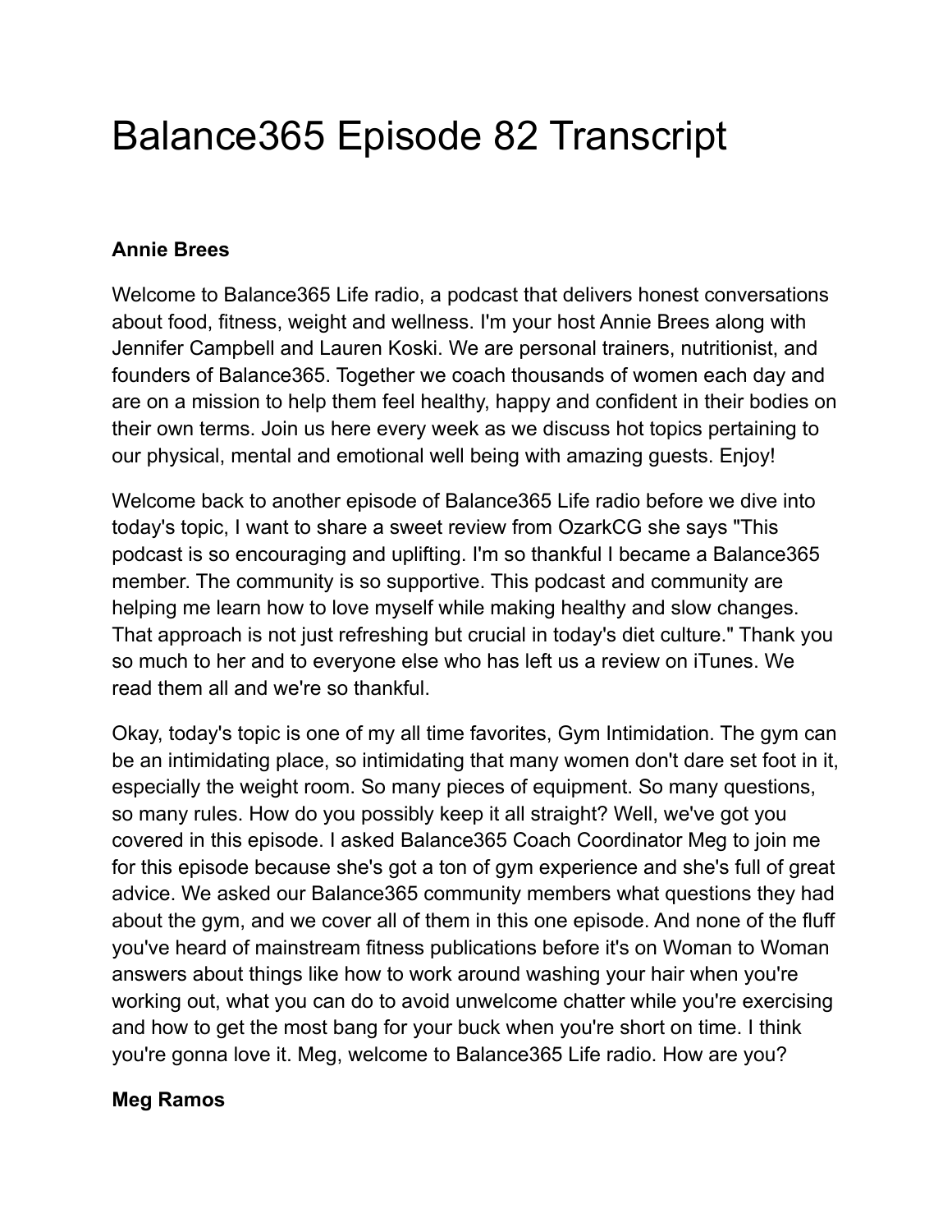# Balance365 Episode 82 Transcript

**Annie Brees**

Welcome to Balance365 Life radio, a podcast that delivers honest conversations about food, fitness, weight and wellness. I'm your host Annie Brees along with Jennifer Campbell and Lauren Koski. We are personal trainers, nutritionist, and founders of Balance365. Together we coach thousands of women each day and are on a mission to help them feel healthy, happy and confident in their bodies on their own terms. Join us here every week as we discuss hot topics pertaining to our physical, mental and emotional well being with amazing guests. Enjoy!

Welcome back to another episode of Balance365 Life radio before we dive into today's topic, I want to share a sweet review from OzarkCG she says "This podcast is so encouraging and uplifting. I'm so thankful I became a Balance365 member. The community is so supportive. This podcast and community are helping me learn how to love myself while making healthy and slow changes. That approach is not just refreshing but crucial in today's diet culture." Thank you so much to her and to everyone else who has left us a review on iTunes. We read them all and we're so thankful.

Okay, today's topic is one of my all time favorites, Gym Intimidation. The gym can be an intimidating place, so intimidating that many women don't dare set foot in it, especially the weight room. So many pieces of equipment. So many questions, so many rules. How do you possibly keep it all straight? Well, we've got you covered in this episode. I asked Balance365 Coach Coordinator Meg to join me for this episode because she's got a ton of gym experience and she's full of great advice. We asked our Balance365 community members what questions they had about the gym, and we cover all of them in this one episode. And none of the fluff you've heard of mainstream fitness publications before it's on Woman to Woman answers about things like how to work around washing your hair when you're working out, what you can do to avoid unwelcome chatter while you're exercising and how to get the most bang for your buck when you're short on time. I think you're gonna love it. Meg, welcome to Balance365 Life radio. How are you?

**Meg Ramos**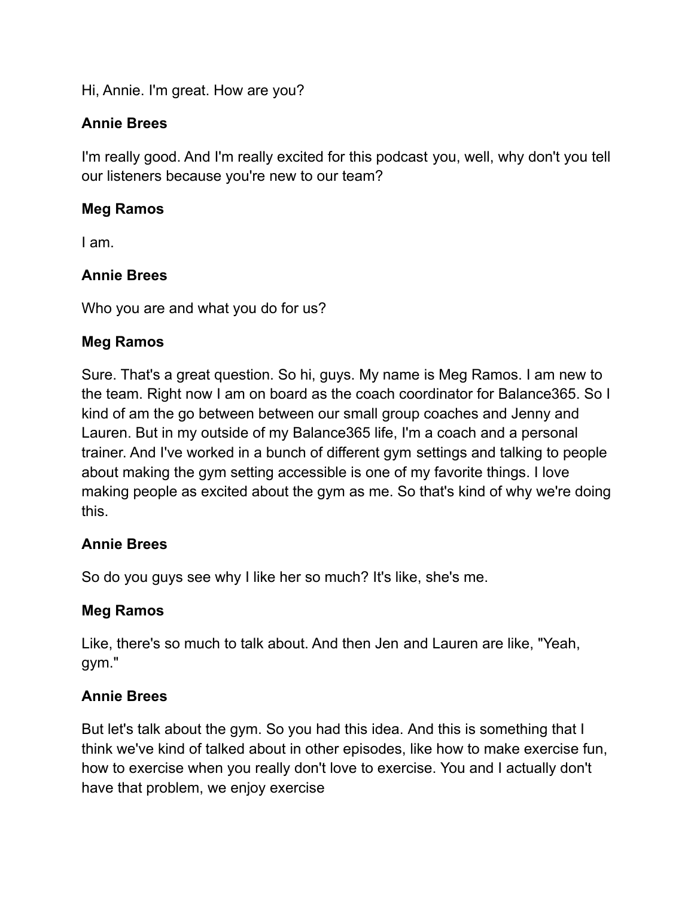Hi, Annie. I'm great. How are you?

**Annie Brees**

I'm really good. And I'm really excited for this podcast you, well, why don't you tell our listeners because you're new to our team?

**Meg Ramos**

I am.

**Annie Brees**

Who you are and what you do for us?

**Meg Ramos**

Sure. That's a great question. So hi, guys. My name is Meg Ramos. I am new to the team. Right now I am on board as the coach coordinator for Balance365. So I kind of am the go between between our small group coaches and Jenny and Lauren. But in my outside of my Balance365 life, I'm a coach and a personal trainer. And I've worked in a bunch of different gym settings and talking to people about making the gym setting accessible is one of my favorite things. I love making people as excited about the gym as me. So that's kind of why we're doing this.

**Annie Brees**

So do you guys see why I like her so much? It's like, she's me.

**Meg Ramos**

Like, there's so much to talk about. And then Jen and Lauren are like, "Yeah, gym."

**Annie Brees**

But let's talk about the gym. So you had this idea. And this is something that I think we've kind of talked about in other episodes, like how to make exercise fun, how to exercise when you really don't love to exercise. You and I actually don't have that problem, we enjoy exercise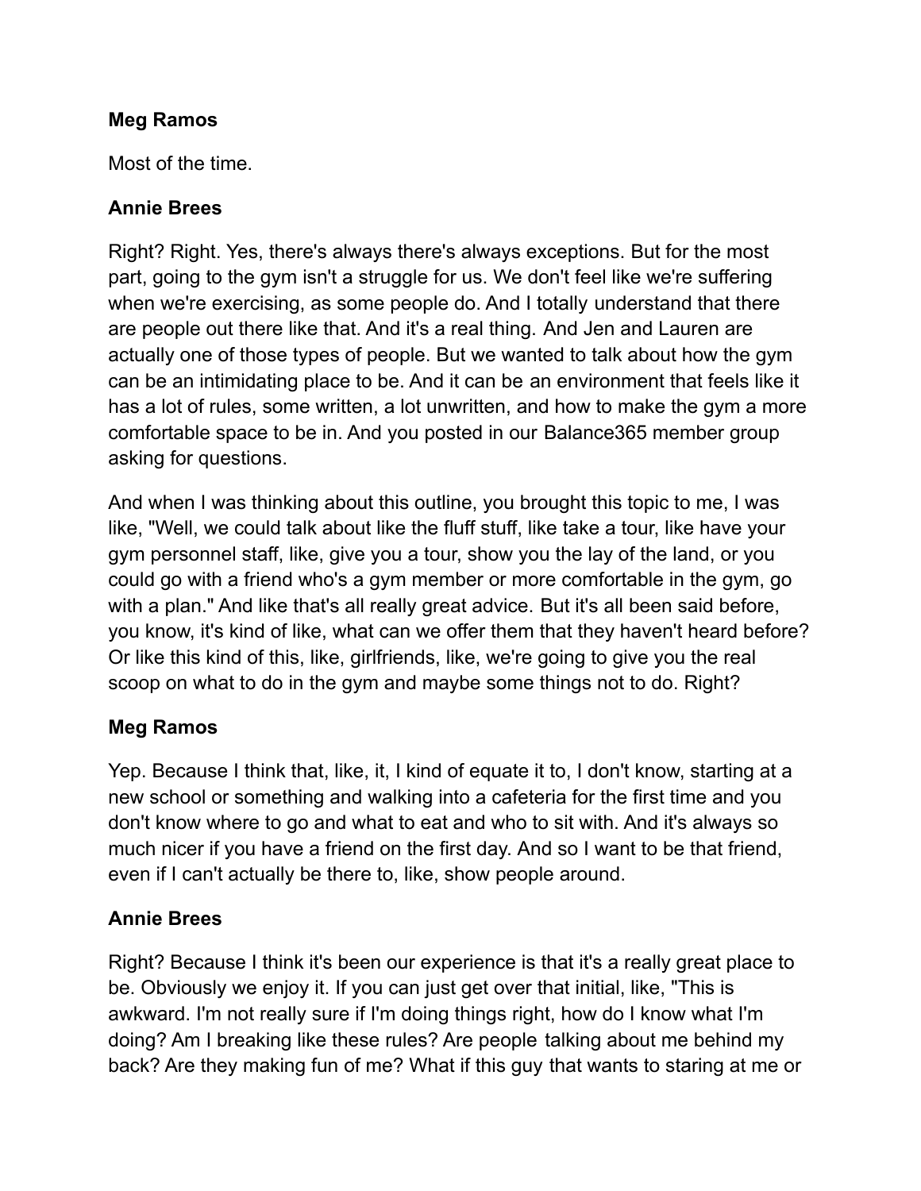**Meg Ramos**

Most of the time.

**Annie Brees**

Right? Right. Yes, there's always there's always exceptions. But for the most part, going to the gym isn't a struggle for us. We don't feel like we're suffering when we're exercising, as some people do. And I totally understand that there are people out there like that. And it's a real thing. And Jen and Lauren are actually one of those types of people. But we wanted to talk about how the gym can be an intimidating place to be. And it can be an environment that feels like it has a lot of rules, some written, a lot unwritten, and how to make the gym a more comfortable space to be in. And you posted in our Balance365 member group asking for questions.

And when I was thinking about this outline, you brought this topic to me, I was like, "Well, we could talk about like the fluff stuff, like take a tour, like have your gym personnel staff, like, give you a tour, show you the lay of the land, or you could go with a friend who's a gym member or more comfortable in the gym, go with a plan." And like that's all really great advice. But it's all been said before, you know, it's kind of like, what can we offer them that they haven't heard before? Or like this kind of this, like, girlfriends, like, we're going to give you the real scoop on what to do in the gym and maybe some things not to do. Right?

**Meg Ramos**

Yep. Because I think that, like, it, I kind of equate it to, I don't know, starting at a new school or something and walking into a cafeteria for the first time and you don't know where to go and what to eat and who to sit with. And it's always so much nicer if you have a friend on the first day. And so I want to be that friend, even if I can't actually be there to, like, show people around.

**Annie Brees**

Right? Because I think it's been our experience is that it's a really great place to be. Obviously we enjoy it. If you can just get over that initial, like, "This is awkward. I'm not really sure if I'm doing things right, how do I know what I'm doing? Am I breaking like these rules? Are people talking about me behind my back? Are they making fun of me? What if this guy that wants to staring at me or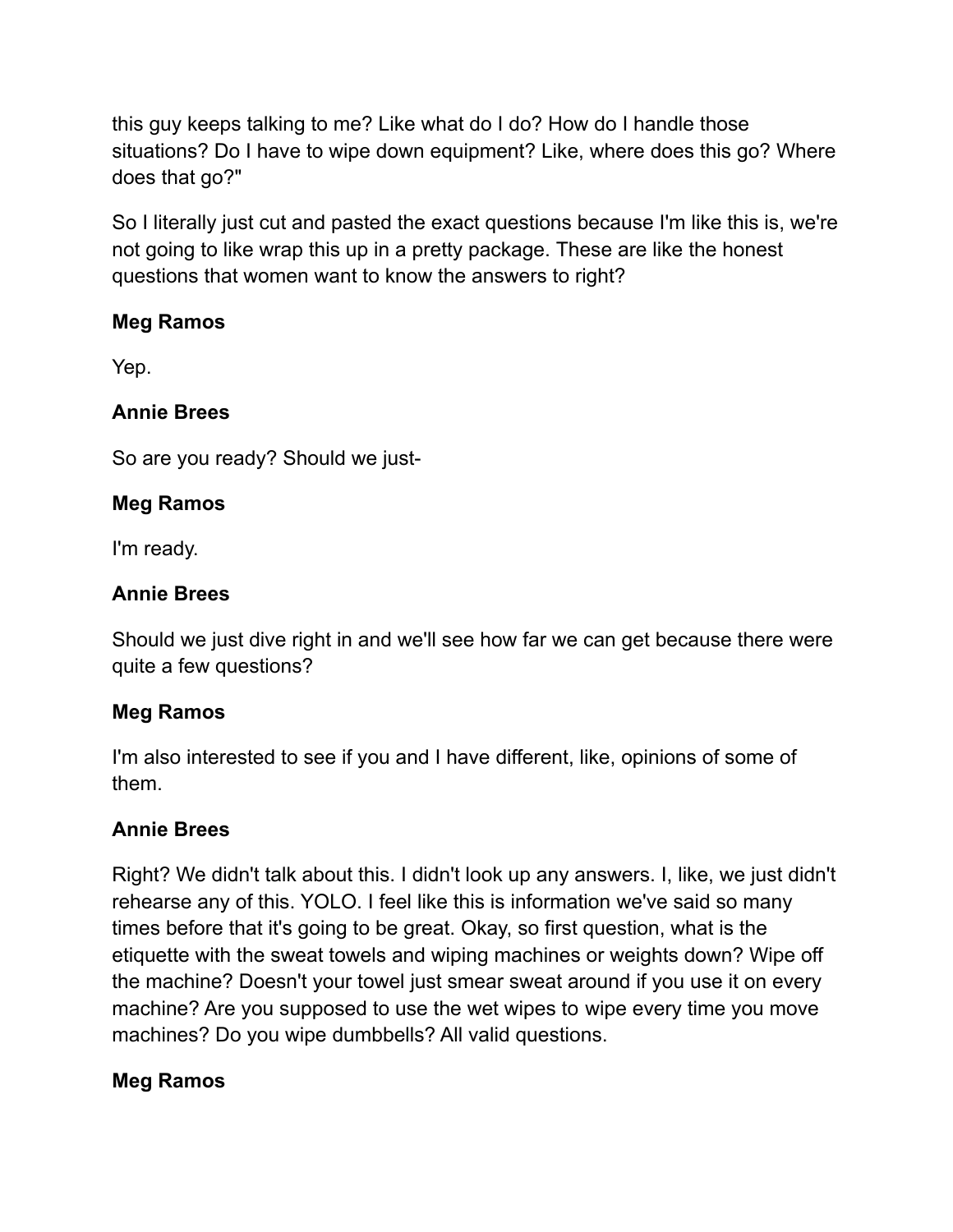this guy keeps talking to me? Like what do I do? How do I handle those situations? Do I have to wipe down equipment? Like, where does this go? Where does that go?"

So I literally just cut and pasted the exact questions because I'm like this is, we're not going to like wrap this up in a pretty package. These are like the honest questions that women want to know the answers to right?

**Meg Ramos**

Yep.

**Annie Brees**

So are you ready? Should we just-

**Meg Ramos**

I'm ready.

**Annie Brees**

Should we just dive right in and we'll see how far we can get because there were quite a few questions?

**Meg Ramos**

I'm also interested to see if you and I have different, like, opinions of some of them.

**Annie Brees**

Right? We didn't talk about this. I didn't look up any answers. I, like, we just didn't rehearse any of this. YOLO. I feel like this is information we've said so many times before that it's going to be great. Okay, so first question, what is the etiquette with the sweat towels and wiping machines or weights down? Wipe off the machine? Doesn't your towel just smear sweat around if you use it on every machine? Are you supposed to use the wet wipes to wipe every time you move machines? Do you wipe dumbbells? All valid questions.

**Meg Ramos**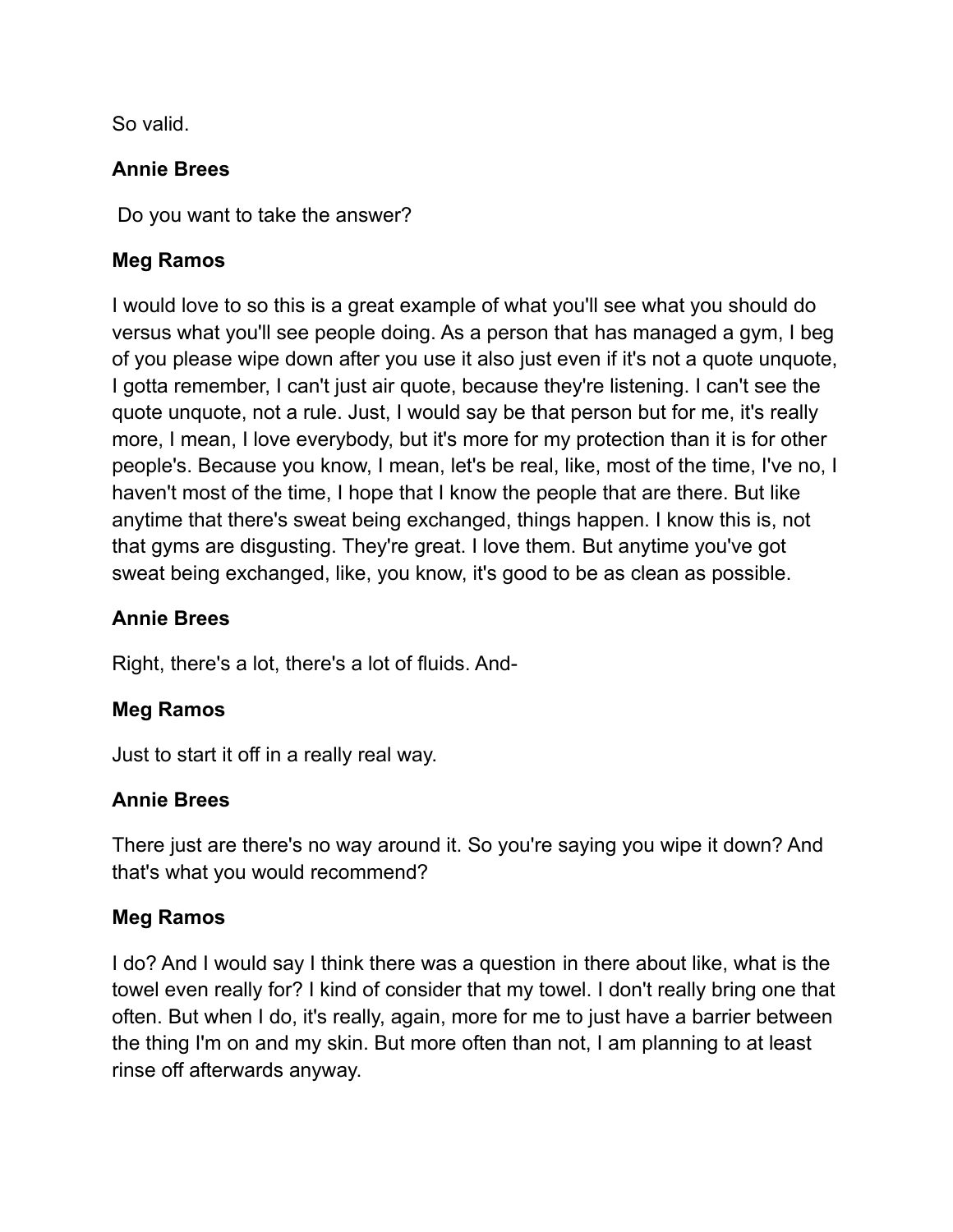So valid.

**Annie Brees**

Do you want to take the answer?

**Meg Ramos**

I would love to so this is a great example of what you'll see what you should do versus what you'll see people doing. As a person that has managed a gym, I beg of you please wipe down after you use it also just even if it's not a quote unquote, I gotta remember, I can't just air quote, because they're listening. I can't see the quote unquote, not a rule. Just, I would say be that person but for me, it's really more, I mean, I love everybody, but it's more for my protection than it is for other people's. Because you know, I mean, let's be real, like, most of the time, I've no, I haven't most of the time, I hope that I know the people that are there. But like anytime that there's sweat being exchanged, things happen. I know this is, not that gyms are disgusting. They're great. I love them. But anytime you've got sweat being exchanged, like, you know, it's good to be as clean as possible.

**Annie Brees**

Right, there's a lot, there's a lot of fluids. And-

**Meg Ramos**

Just to start it off in a really real way.

**Annie Brees**

There just are there's no way around it. So you're saying you wipe it down? And that's what you would recommend?

**Meg Ramos**

I do? And I would say I think there was a question in there about like, what is the towel even really for? I kind of consider that my towel. I don't really bring one that often. But when I do, it's really, again, more for me to just have a barrier between the thing I'm on and my skin. But more often than not, I am planning to at least rinse off afterwards anyway.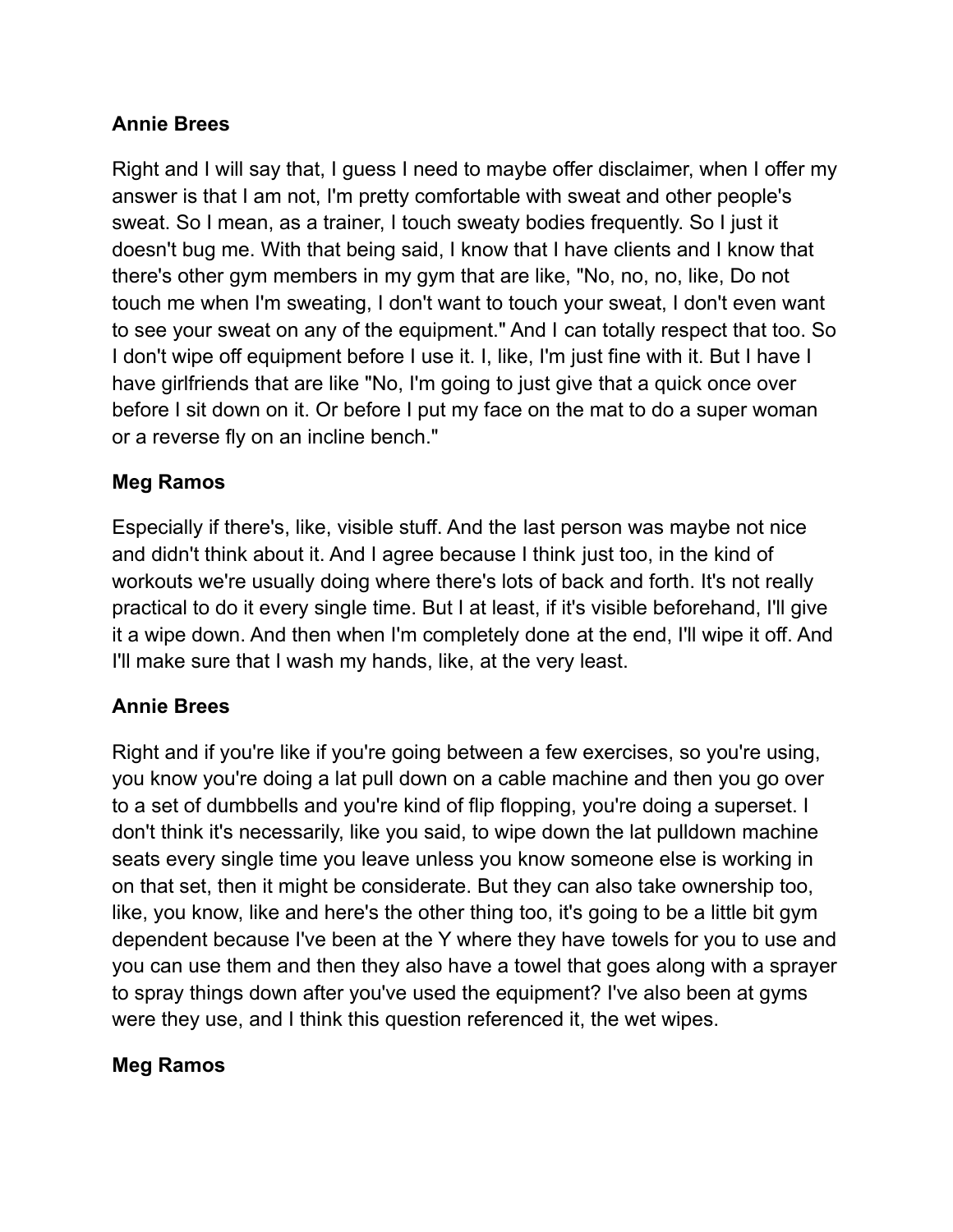**Annie Brees**

Right and I will say that, I guess I need to maybe offer disclaimer, when I offer my answer is that I am not, I'm pretty comfortable with sweat and other people's sweat. So I mean, as a trainer, I touch sweaty bodies frequently. So I just it doesn't bug me. With that being said, I know that I have clients and I know that there's other gym members in my gym that are like, "No, no, no, like, Do not touch me when I'm sweating, I don't want to touch your sweat, I don't even want to see your sweat on any of the equipment." And I can totally respect that too. So I don't wipe off equipment before I use it. I, like, I'm just fine with it. But I have I have girlfriends that are like "No, I'm going to just give that a quick once over before I sit down on it. Or before I put my face on the mat to do a super woman or a reverse fly on an incline bench."

**Meg Ramos**

Especially if there's, like, visible stuff. And the last person was maybe not nice and didn't think about it. And I agree because I think just too, in the kind of workouts we're usually doing where there's lots of back and forth. It's not really practical to do it every single time. But I at least, if it's visible beforehand, I'll give it a wipe down. And then when I'm completely done at the end, I'll wipe it off. And I'll make sure that I wash my hands, like, at the very least.

**Annie Brees**

Right and if you're like if you're going between a few exercises, so you're using, you know you're doing a lat pull down on a cable machine and then you go over to a set of dumbbells and you're kind of flip flopping, you're doing a superset. I don't think it's necessarily, like you said, to wipe down the lat pulldown machine seats every single time you leave unless you know someone else is working in on that set, then it might be considerate. But they can also take ownership too, like, you know, like and here's the other thing too, it's going to be a little bit gym dependent because I've been at the Y where they have towels for you to use and you can use them and then they also have a towel that goes along with a sprayer to spray things down after you've used the equipment? I've also been at gyms were they use, and I think this question referenced it, the wet wipes.

**Meg Ramos**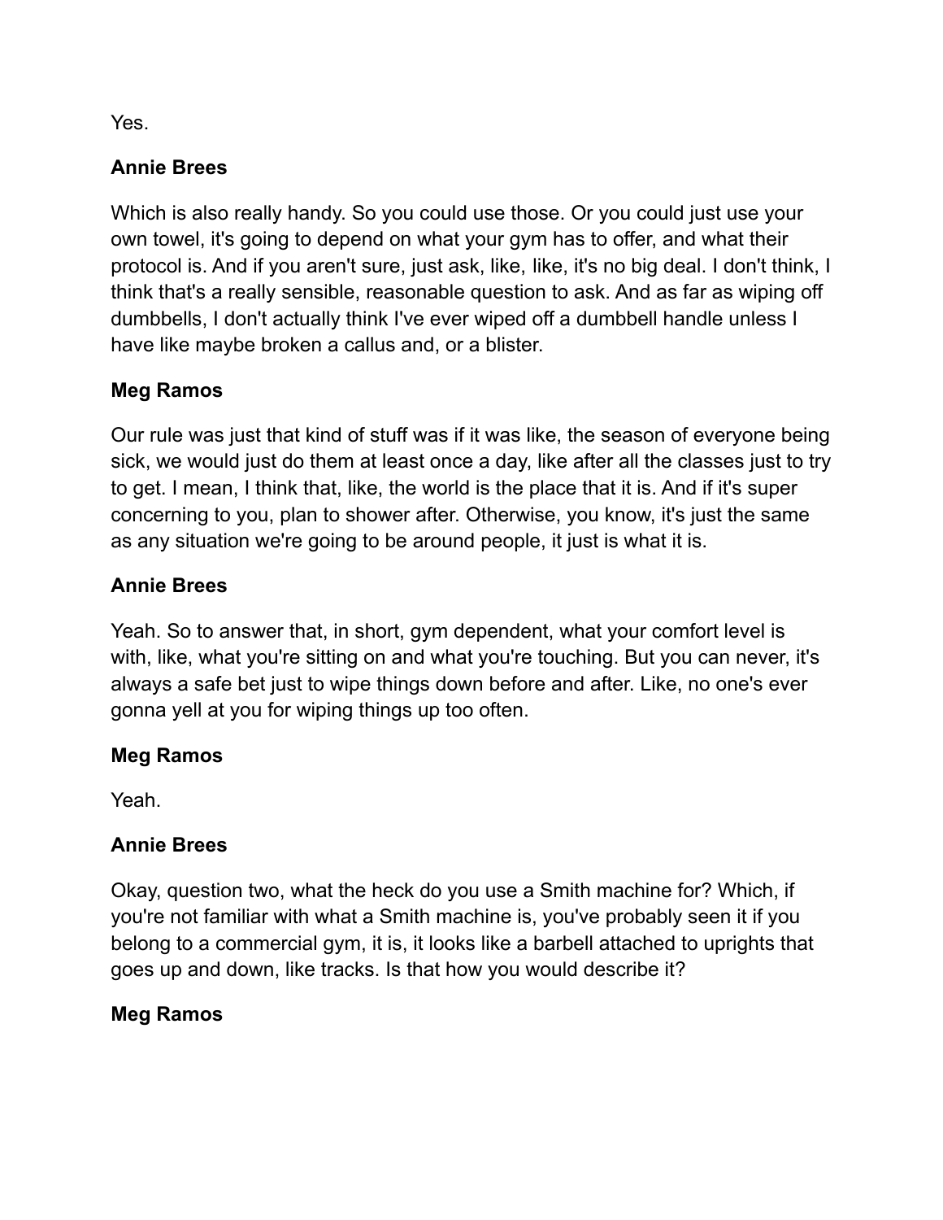Yes.

**Annie Brees**

Which is also really handy. So you could use those. Or you could just use your own towel, it's going to depend on what your gym has to offer, and what their protocol is. And if you aren't sure, just ask, like, like, it's no big deal. I don't think, I think that's a really sensible, reasonable question to ask. And as far as wiping off dumbbells, I don't actually think I've ever wiped off a dumbbell handle unless I have like maybe broken a callus and, or a blister.

**Meg Ramos**

Our rule was just that kind of stuff was if it was like, the season of everyone being sick, we would just do them at least once a day, like after all the classes just to try to get. I mean, I think that, like, the world is the place that it is. And if it's super concerning to you, plan to shower after. Otherwise, you know, it's just the same as any situation we're going to be around people, it just is what it is.

**Annie Brees**

Yeah. So to answer that, in short, gym dependent, what your comfort level is with, like, what you're sitting on and what you're touching. But you can never, it's always a safe bet just to wipe things down before and after. Like, no one's ever gonna yell at you for wiping things up too often.

**Meg Ramos**

Yeah.

**Annie Brees**

Okay, question two, what the heck do you use a Smith machine for? Which, if you're not familiar with what a Smith machine is, you've probably seen it if you belong to a commercial gym, it is, it looks like a barbell attached to uprights that goes up and down, like tracks. Is that how you would describe it?

**Meg Ramos**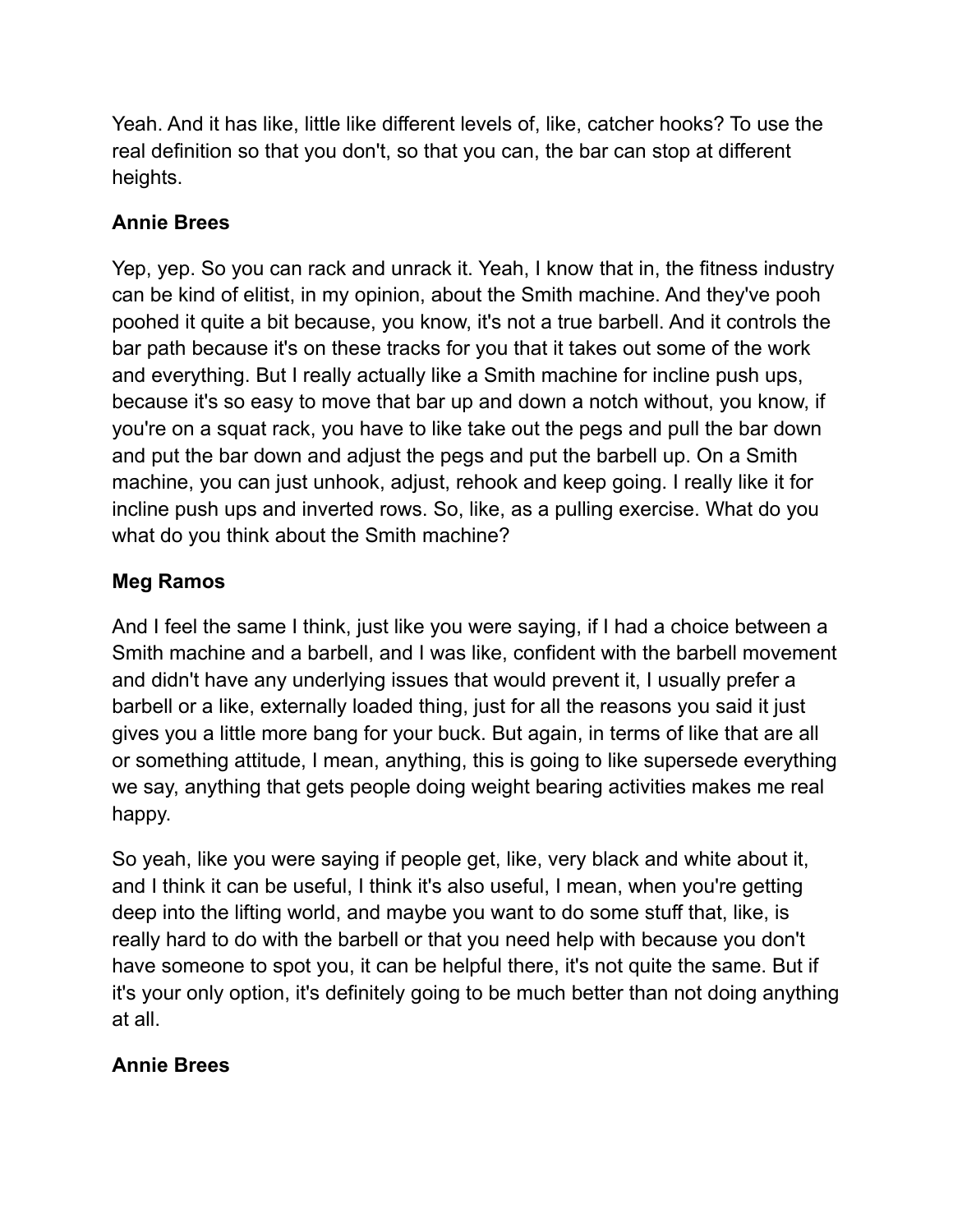Yeah. And it has like, little like different levels of, like, catcher hooks? To use the real definition so that you don't, so that you can, the bar can stop at different heights.

**Annie Brees**

Yep, yep. So you can rack and unrack it. Yeah, I know that in, the fitness industry can be kind of elitist, in my opinion, about the Smith machine. And they've pooh poohed it quite a bit because, you know, it's not a true barbell. And it controls the bar path because it's on these tracks for you that it takes out some of the work and everything. But I really actually like a Smith machine for incline push ups, because it's so easy to move that bar up and down a notch without, you know, if you're on a squat rack, you have to like take out the pegs and pull the bar down and put the bar down and adjust the pegs and put the barbell up. On a Smith machine, you can just unhook, adjust, rehook and keep going. I really like it for incline push ups and inverted rows. So, like, as a pulling exercise. What do you what do you think about the Smith machine?

**Meg Ramos**

And I feel the same I think, just like you were saying, if I had a choice between a Smith machine and a barbell, and I was like, confident with the barbell movement and didn't have any underlying issues that would prevent it, I usually prefer a barbell or a like, externally loaded thing, just for all the reasons you said it just gives you a little more bang for your buck. But again, in terms of like that are all or something attitude, I mean, anything, this is going to like supersede everything we say, anything that gets people doing weight bearing activities makes me real happy.

So yeah, like you were saying if people get, like, very black and white about it, and I think it can be useful, I think it's also useful, I mean, when you're getting deep into the lifting world, and maybe you want to do some stuff that, like, is really hard to do with the barbell or that you need help with because you don't have someone to spot you, it can be helpful there, it's not quite the same. But if it's your only option, it's definitely going to be much better than not doing anything at all.

**Annie Brees**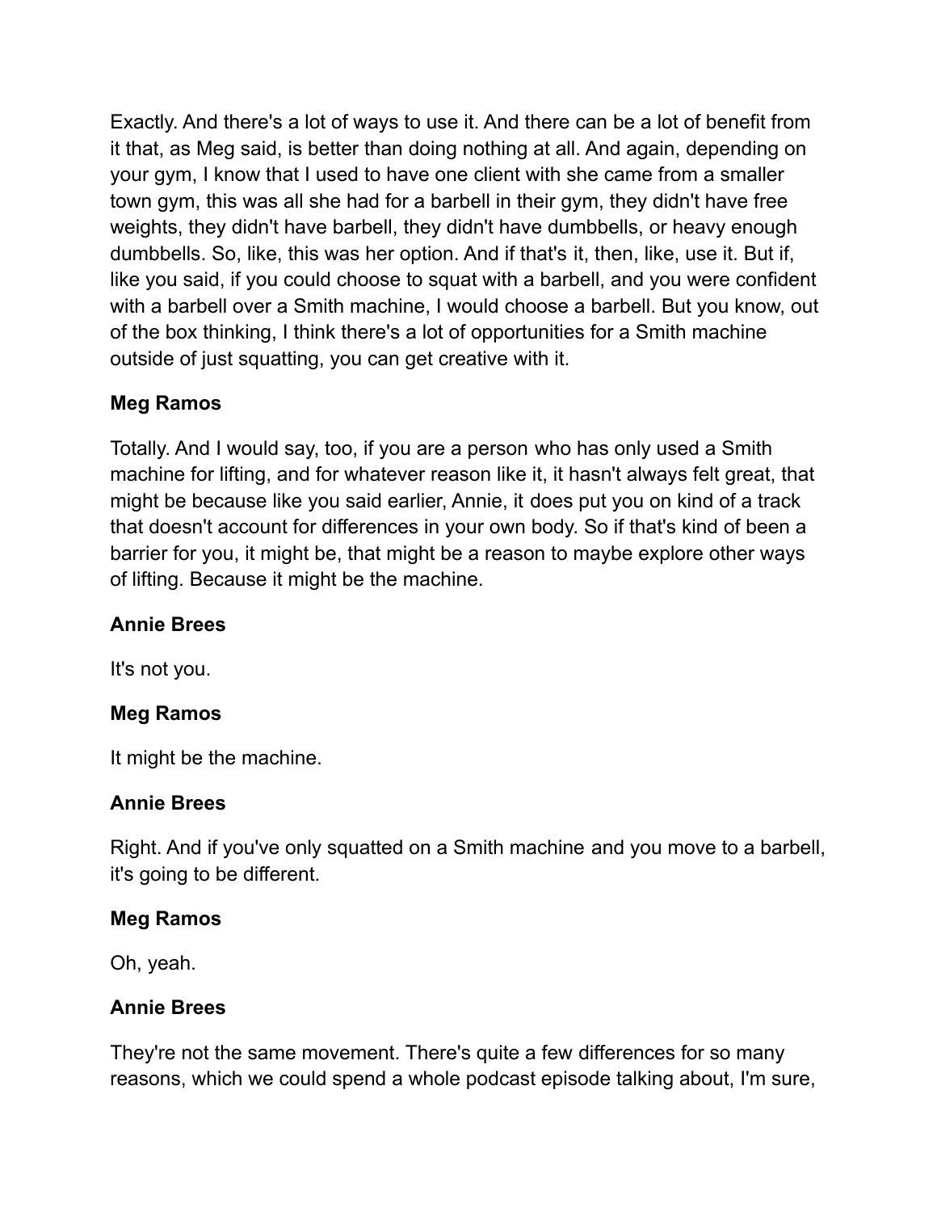Exactly. And there's a lot of ways to use it. And there can be a lot of benefit from it that, as Meg said, is better than doing nothing at all. And again, depending on your gym, I know that I used to have one client with she came from a smaller town gym, this was all she had for a barbell in their gym, they didn't have free weights, they didn't have barbell, they didn't have dumbbells, or heavy enough dumbbells. So, like, this was her option. And if that's it, then, like, use it. But if, like you said, if you could choose to squat with a barbell, and you were confident with a barbell over a Smith machine, I would choose a barbell. But you know, out of the box thinking, I think there's a lot of opportunities for a Smith machine outside of just squatting, you can get creative with it.

**Meg Ramos**

Totally. And I would say, too, if you are a person who has only used a Smith machine for lifting, and for whatever reason like it, it hasn't always felt great, that might be because like you said earlier, Annie, it does put you on kind of a track that doesn't account for differences in your own body. So if that's kind of been a barrier for you, it might be, that might be a reason to maybe explore other ways of lifting. Because it might be the machine.

**Annie Brees**

It's not you.

**Meg Ramos**

It might be the machine.

**Annie Brees**

Right. And if you've only squatted on a Smith machine and you move to a barbell, it's going to be different.

**Meg Ramos**

Oh, yeah.

**Annie Brees**

They're not the same movement. There's quite a few differences for so many reasons, which we could spend a whole podcast episode talking about, I'm sure,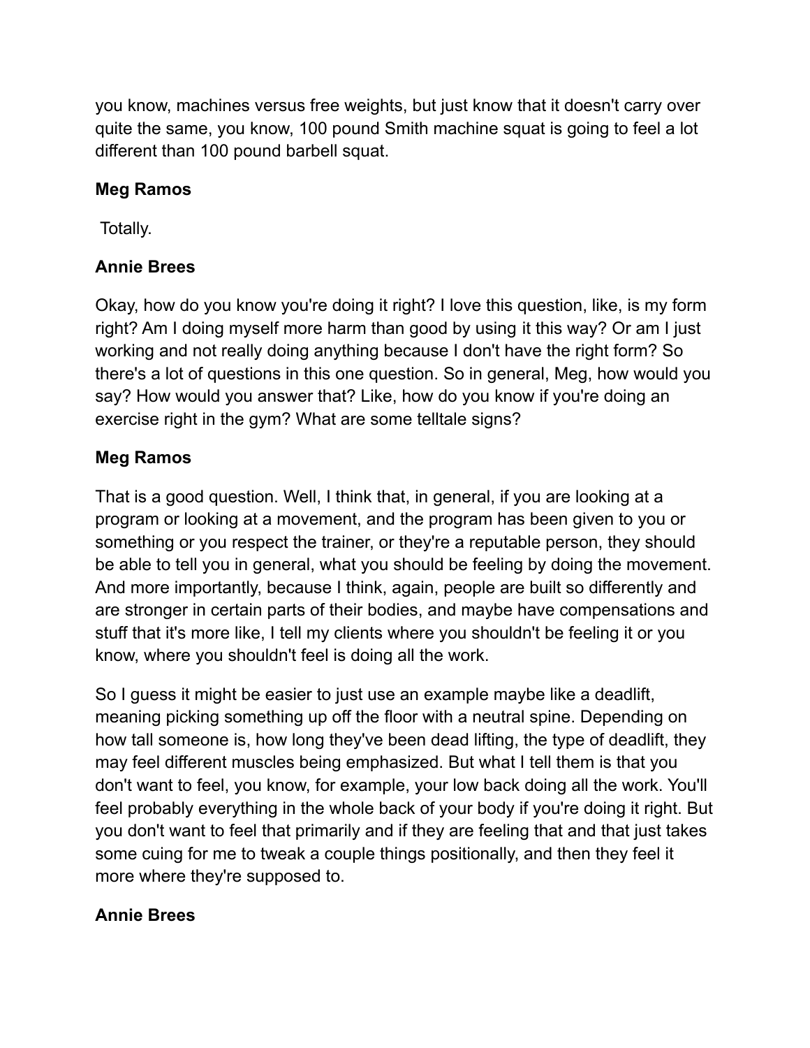you know, machines versus free weights, but just know that it doesn't carry over quite the same, you know, 100 pound Smith machine squat is going to feel a lot different than 100 pound barbell squat.

**Meg Ramos**

Totally.

**Annie Brees**

Okay, how do you know you're doing it right? I love this question, like, is my form right? Am I doing myself more harm than good by using it this way? Or am I just working and not really doing anything because I don't have the right form? So there's a lot of questions in this one question. So in general, Meg, how would you say? How would you answer that? Like, how do you know if you're doing an exercise right in the gym? What are some telltale signs?

**Meg Ramos**

That is a good question. Well, I think that, in general, if you are looking at a program or looking at a movement, and the program has been given to you or something or you respect the trainer, or they're a reputable person, they should be able to tell you in general, what you should be feeling by doing the movement. And more importantly, because I think, again, people are built so differently and are stronger in certain parts of their bodies, and maybe have compensations and stuff that it's more like, I tell my clients where you shouldn't be feeling it or you know, where you shouldn't feel is doing all the work.

So I guess it might be easier to just use an example maybe like a deadlift, meaning picking something up off the floor with a neutral spine. Depending on how tall someone is, how long they've been dead lifting, the type of deadlift, they may feel different muscles being emphasized. But what I tell them is that you don't want to feel, you know, for example, your low back doing all the work. You'll feel probably everything in the whole back of your body if you're doing it right. But you don't want to feel that primarily and if they are feeling that and that just takes some cuing for me to tweak a couple things positionally, and then they feel it more where they're supposed to.

**Annie Brees**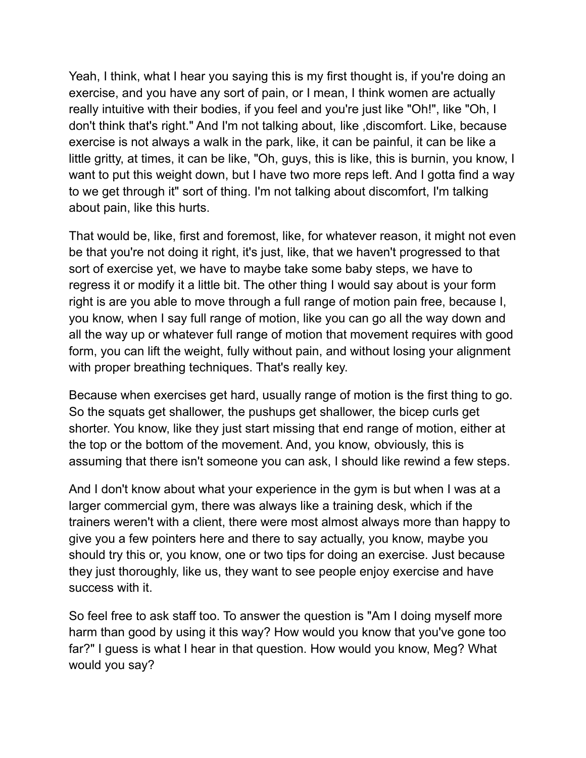Yeah, I think, what I hear you saying this is my first thought is, if you're doing an exercise, and you have any sort of pain, or I mean, I think women are actually really intuitive with their bodies, if you feel and you're just like "Oh!", like "Oh, I don't think that's right." And I'm not talking about, like ,discomfort. Like, because exercise is not always a walk in the park, like, it can be painful, it can be like a little gritty, at times, it can be like, "Oh, guys, this is like, this is burnin, you know, I want to put this weight down, but I have two more reps left. And I gotta find a way to we get through it" sort of thing. I'm not talking about discomfort, I'm talking about pain, like this hurts.

That would be, like, first and foremost, like, for whatever reason, it might not even be that you're not doing it right, it's just, like, that we haven't progressed to that sort of exercise yet, we have to maybe take some baby steps, we have to regress it or modify it a little bit. The other thing I would say about is your form right is are you able to move through a full range of motion pain free, because I, you know, when I say full range of motion, like you can go all the way down and all the way up or whatever full range of motion that movement requires with good form, you can lift the weight, fully without pain, and without losing your alignment with proper breathing techniques. That's really key.

Because when exercises get hard, usually range of motion is the first thing to go. So the squats get shallower, the pushups get shallower, the bicep curls get shorter. You know, like they just start missing that end range of motion, either at the top or the bottom of the movement. And, you know, obviously, this is assuming that there isn't someone you can ask, I should like rewind a few steps.

And I don't know about what your experience in the gym is but when I was at a larger commercial gym, there was always like a training desk, which if the trainers weren't with a client, there were most almost always more than happy to give you a few pointers here and there to say actually, you know, maybe you should try this or, you know, one or two tips for doing an exercise. Just because they just thoroughly, like us, they want to see people enjoy exercise and have success with it.

So feel free to ask staff too. To answer the question is "Am I doing myself more harm than good by using it this way? How would you know that you've gone too far?" I guess is what I hear in that question. How would you know, Meg? What would you say?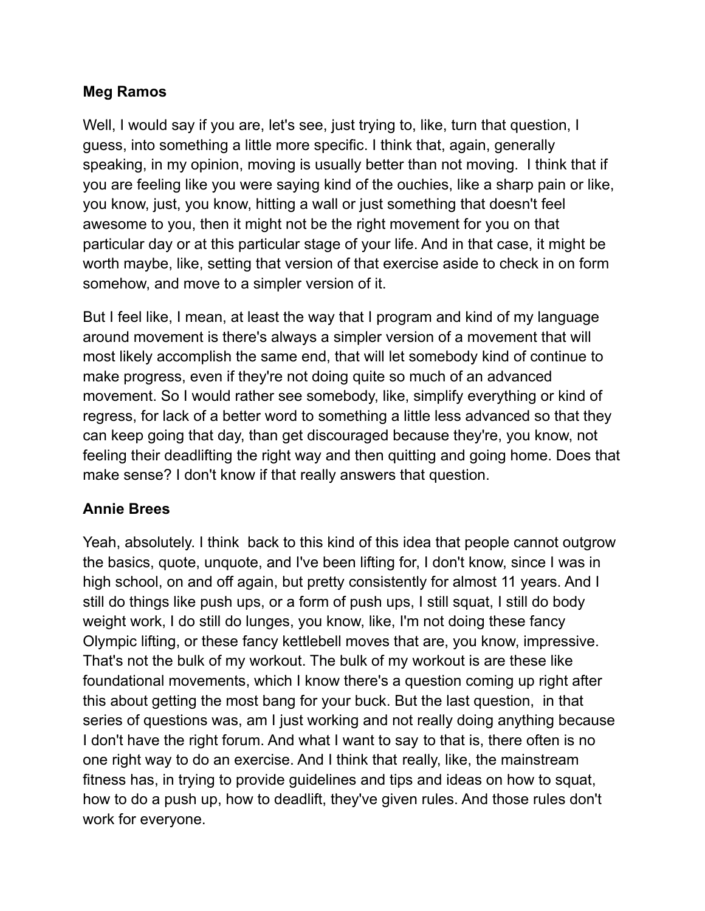**Meg Ramos**

Well, I would say if you are, let's see, just trying to, like, turn that question, I guess, into something a little more specific. I think that, again, generally speaking, in my opinion, moving is usually better than not moving. I think that if you are feeling like you were saying kind of the ouchies, like a sharp pain or like, you know, just, you know, hitting a wall or just something that doesn't feel awesome to you, then it might not be the right movement for you on that particular day or at this particular stage of your life. And in that case, it might be worth maybe, like, setting that version of that exercise aside to check in on form somehow, and move to a simpler version of it.

But I feel like, I mean, at least the way that I program and kind of my language around movement is there's always a simpler version of a movement that will most likely accomplish the same end, that will let somebody kind of continue to make progress, even if they're not doing quite so much of an advanced movement. So I would rather see somebody, like, simplify everything or kind of regress, for lack of a better word to something a little less advanced so that they can keep going that day, than get discouraged because they're, you know, not feeling their deadlifting the right way and then quitting and going home. Does that make sense? I don't know if that really answers that question.

**Annie Brees**

Yeah, absolutely. I think back to this kind of this idea that people cannot outgrow the basics, quote, unquote, and I've been lifting for, I don't know, since I was in high school, on and off again, but pretty consistently for almost 11 years. And I still do things like push ups, or a form of push ups, I still squat, I still do body weight work, I do still do lunges, you know, like, I'm not doing these fancy Olympic lifting, or these fancy kettlebell moves that are, you know, impressive. That's not the bulk of my workout. The bulk of my workout is are these like foundational movements, which I know there's a question coming up right after this about getting the most bang for your buck. But the last question, in that series of questions was, am I just working and not really doing anything because I don't have the right forum. And what I want to say to that is, there often is no one right way to do an exercise. And I think that really, like, the mainstream fitness has, in trying to provide guidelines and tips and ideas on how to squat, how to do a push up, how to deadlift, they've given rules. And those rules don't work for everyone.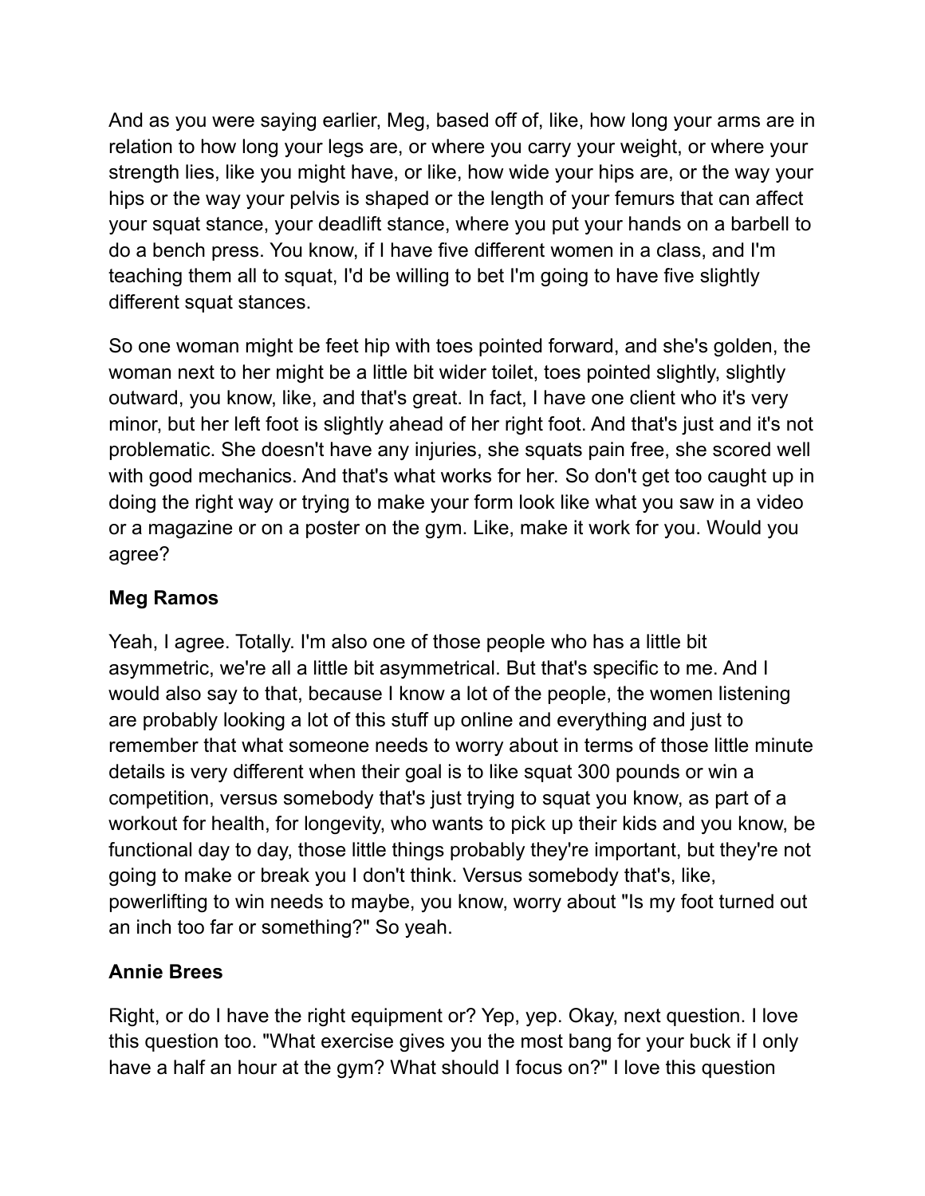And as you were saying earlier, Meg, based off of, like, how long your arms are in relation to how long your legs are, or where you carry your weight, or where your strength lies, like you might have, or like, how wide your hips are, or the way your hips or the way your pelvis is shaped or the length of your femurs that can affect your squat stance, your deadlift stance, where you put your hands on a barbell to do a bench press. You know, if I have five different women in a class, and I'm teaching them all to squat, I'd be willing to bet I'm going to have five slightly different squat stances.

So one woman might be feet hip with toes pointed forward, and she's golden, the woman next to her might be a little bit wider toilet, toes pointed slightly, slightly outward, you know, like, and that's great. In fact, I have one client who it's very minor, but her left foot is slightly ahead of her right foot. And that's just and it's not problematic. She doesn't have any injuries, she squats pain free, she scored well with good mechanics. And that's what works for her. So don't get too caught up in doing the right way or trying to make your form look like what you saw in a video or a magazine or on a poster on the gym. Like, make it work for you. Would you agree?

**Meg Ramos**

Yeah, I agree. Totally. I'm also one of those people who has a little bit asymmetric, we're all a little bit asymmetrical. But that's specific to me. And I would also say to that, because I know a lot of the people, the women listening are probably looking a lot of this stuff up online and everything and just to remember that what someone needs to worry about in terms of those little minute details is very different when their goal is to like squat 300 pounds or win a competition, versus somebody that's just trying to squat you know, as part of a workout for health, for longevity, who wants to pick up their kids and you know, be functional day to day, those little things probably they're important, but they're not going to make or break you I don't think. Versus somebody that's, like, powerlifting to win needs to maybe, you know, worry about "Is my foot turned out an inch too far or something?" So yeah.

**Annie Brees**

Right, or do I have the right equipment or? Yep, yep. Okay, next question. I love this question too. "What exercise gives you the most bang for your buck if I only have a half an hour at the gym? What should I focus on?" I love this question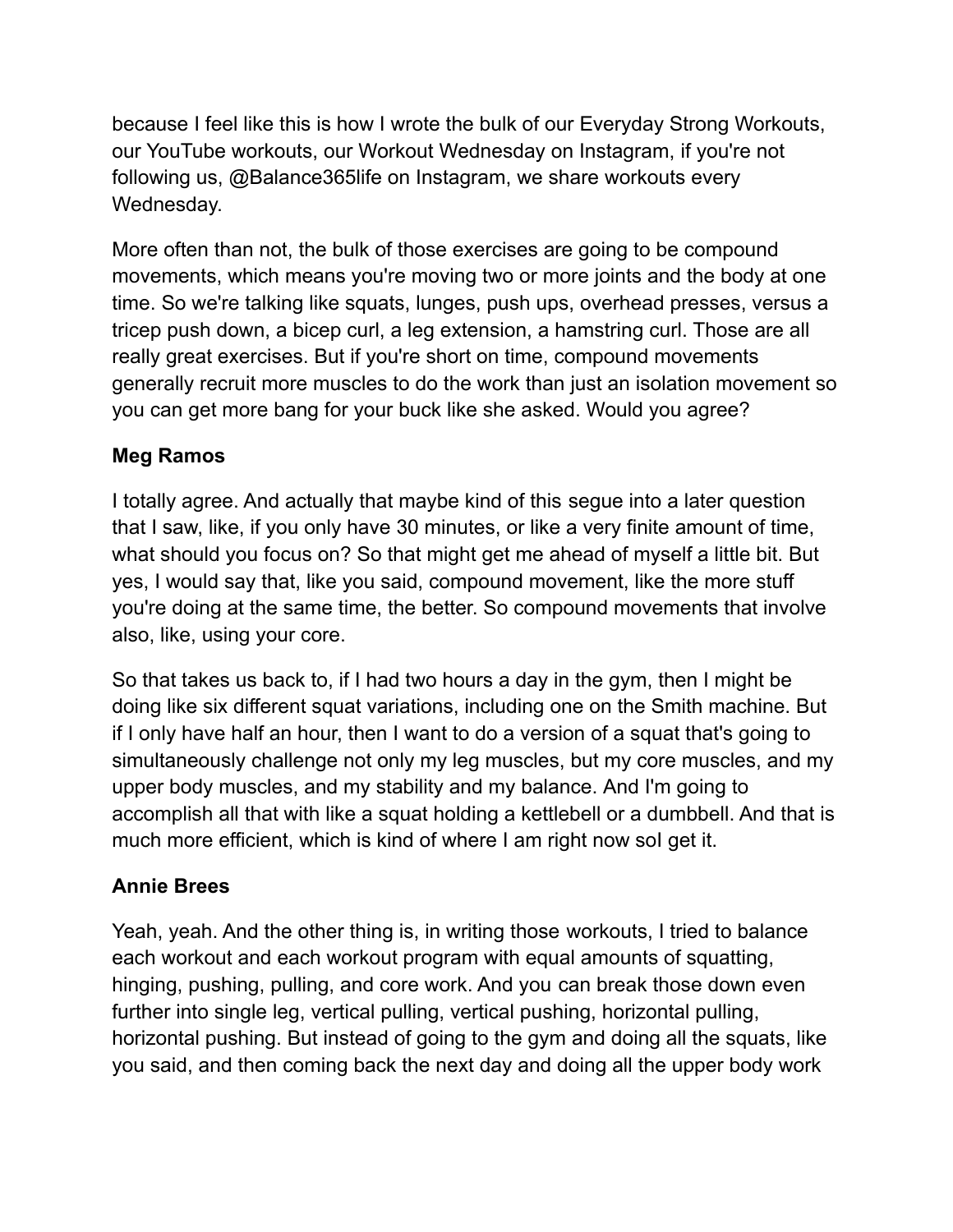because I feel like this is how I wrote the bulk of our Everyday Strong Workouts, our YouTube workouts, our Workout Wednesday on Instagram, if you're not following us, @Balance365life on Instagram, we share workouts every Wednesday.

More often than not, the bulk of those exercises are going to be compound movements, which means you're moving two or more joints and the body at one time. So we're talking like squats, lunges, push ups, overhead presses, versus a tricep push down, a bicep curl, a leg extension, a hamstring curl. Those are all really great exercises. But if you're short on time, compound movements generally recruit more muscles to do the work than just an isolation movement so you can get more bang for your buck like she asked. Would you agree?

**Meg Ramos**

I totally agree. And actually that maybe kind of this segue into a later question that I saw, like, if you only have 30 minutes, or like a very finite amount of time, what should you focus on? So that might get me ahead of myself a little bit. But yes, I would say that, like you said, compound movement, like the more stuff you're doing at the same time, the better. So compound movements that involve also, like, using your core.

So that takes us back to, if I had two hours a day in the gym, then I might be doing like six different squat variations, including one on the Smith machine. But if I only have half an hour, then I want to do a version of a squat that's going to simultaneously challenge not only my leg muscles, but my core muscles, and my upper body muscles, and my stability and my balance. And I'm going to accomplish all that with like a squat holding a kettlebell or a dumbbell. And that is much more efficient, which is kind of where I am right now soI get it.

**Annie Brees**

Yeah, yeah. And the other thing is, in writing those workouts, I tried to balance each workout and each workout program with equal amounts of squatting, hinging, pushing, pulling, and core work. And you can break those down even further into single leg, vertical pulling, vertical pushing, horizontal pulling, horizontal pushing. But instead of going to the gym and doing all the squats, like you said, and then coming back the next day and doing all the upper body work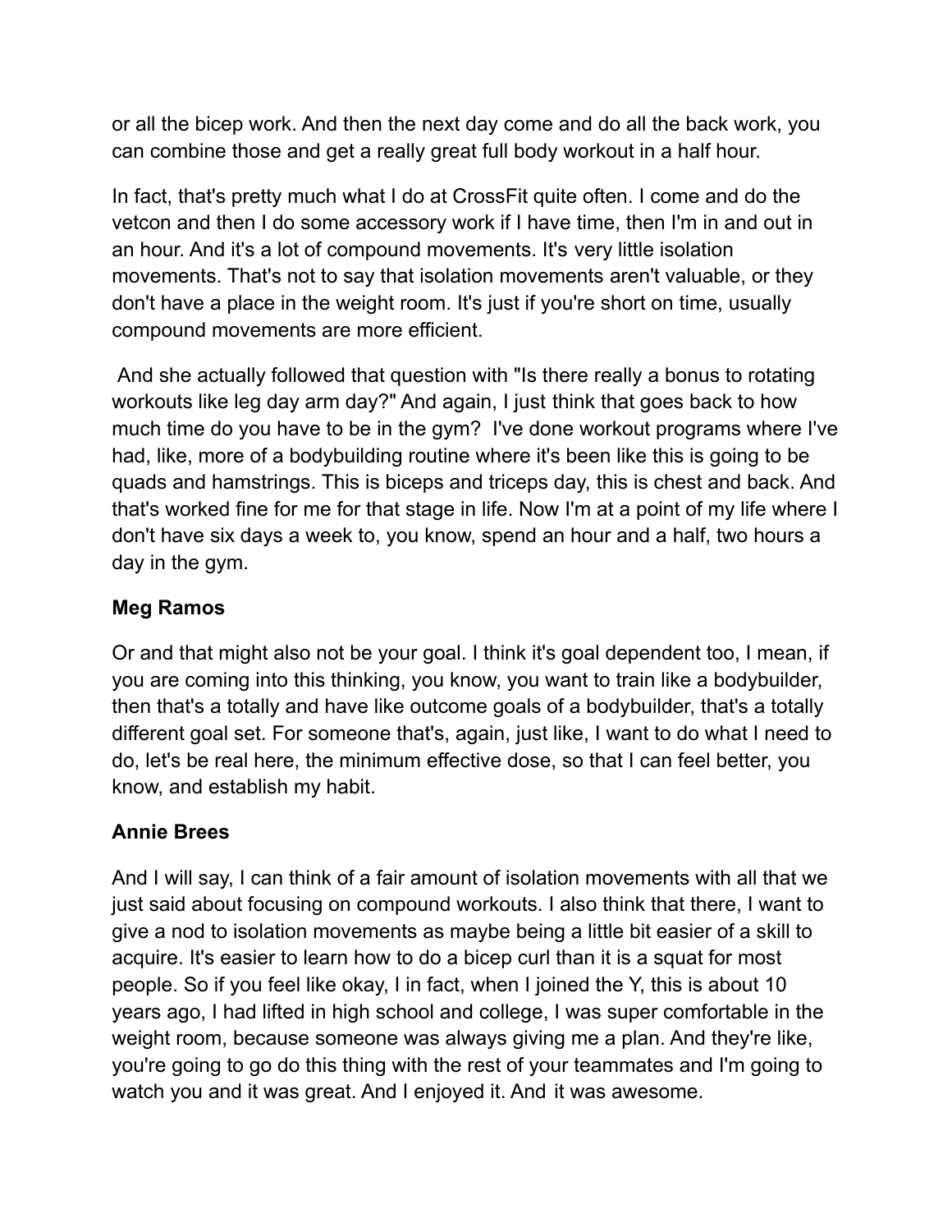or all the bicep work. And then the next day come and do all the back work, you can combine those and get a really great full body workout in a half hour.

In fact, that's pretty much what I do at CrossFit quite often. I come and do the vetcon and then I do some accessory work if I have time, then I'm in and out in an hour. And it's a lot of compound movements. It's very little isolation movements. That's not to say that isolation movements aren't valuable, or they don't have a place in the weight room. It's just if you're short on time, usually compound movements are more efficient.

And she actually followed that question with "Is there really a bonus to rotating workouts like leg day arm day?" And again, I just think that goes back to how much time do you have to be in the gym? I've done workout programs where I've had, like, more of a bodybuilding routine where it's been like this is going to be quads and hamstrings. This is biceps and triceps day, this is chest and back. And that's worked fine for me for that stage in life. Now I'm at a point of my life where I don't have six days a week to, you know, spend an hour and a half, two hours a day in the gym.

**Meg Ramos**

Or and that might also not be your goal. I think it's goal dependent too, I mean, if you are coming into this thinking, you know, you want to train like a bodybuilder, then that's a totally and have like outcome goals of a bodybuilder, that's a totally different goal set. For someone that's, again, just like, I want to do what I need to do, let's be real here, the minimum effective dose, so that I can feel better, you know, and establish my habit.

**Annie Brees**

And I will say, I can think of a fair amount of isolation movements with all that we just said about focusing on compound workouts. I also think that there, I want to give a nod to isolation movements as maybe being a little bit easier of a skill to acquire. It's easier to learn how to do a bicep curl than it is a squat for most people. So if you feel like okay, I in fact, when I joined the Y, this is about 10 years ago, I had lifted in high school and college, I was super comfortable in the weight room, because someone was always giving me a plan. And they're like, you're going to go do this thing with the rest of your teammates and I'm going to watch you and it was great. And I enjoyed it. And it was awesome.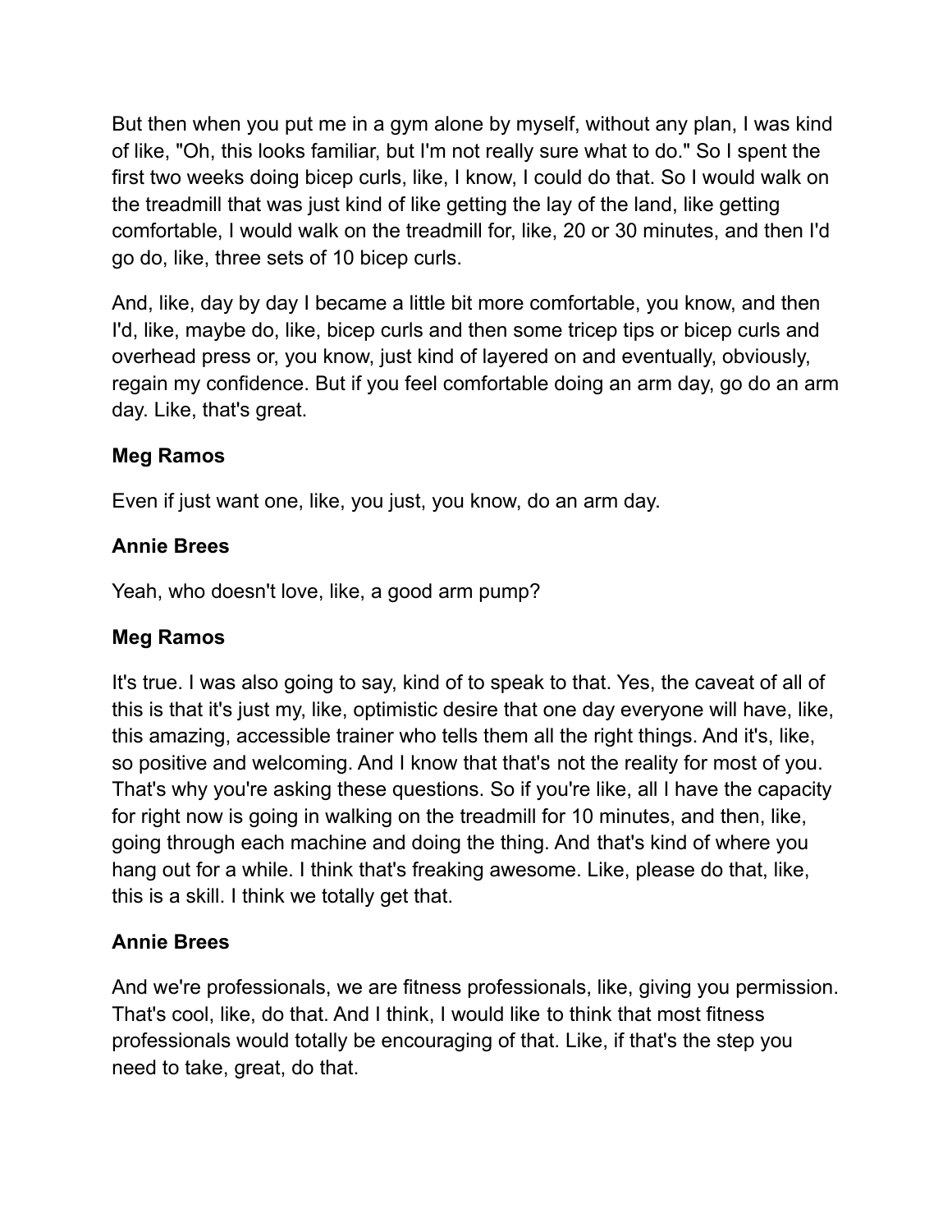But then when you put me in a gym alone by myself, without any plan, I was kind of like, "Oh, this looks familiar, but I'm not really sure what to do." So I spent the first two weeks doing bicep curls, like, I know, I could do that. So I would walk on the treadmill that was just kind of like getting the lay of the land, like getting comfortable, I would walk on the treadmill for, like, 20 or 30 minutes, and then I'd go do, like, three sets of 10 bicep curls.

And, like, day by day I became a little bit more comfortable, you know, and then I'd, like, maybe do, like, bicep curls and then some tricep tips or bicep curls and overhead press or, you know, just kind of layered on and eventually, obviously, regain my confidence. But if you feel comfortable doing an arm day, go do an arm day. Like, that's great.

**Meg Ramos**

Even if just want one, like, you just, you know, do an arm day.

**Annie Brees**

Yeah, who doesn't love, like, a good arm pump?

**Meg Ramos**

It's true. I was also going to say, kind of to speak to that. Yes, the caveat of all of this is that it's just my, like, optimistic desire that one day everyone will have, like, this amazing, accessible trainer who tells them all the right things. And it's, like, so positive and welcoming. And I know that that's not the reality for most of you. That's why you're asking these questions. So if you're like, all I have the capacity for right now is going in walking on the treadmill for 10 minutes, and then, like, going through each machine and doing the thing. And that's kind of where you hang out for a while. I think that's freaking awesome. Like, please do that, like, this is a skill. I think we totally get that.

**Annie Brees**

And we're professionals, we are fitness professionals, like, giving you permission. That's cool, like, do that. And I think, I would like to think that most fitness professionals would totally be encouraging of that. Like, if that's the step you need to take, great, do that.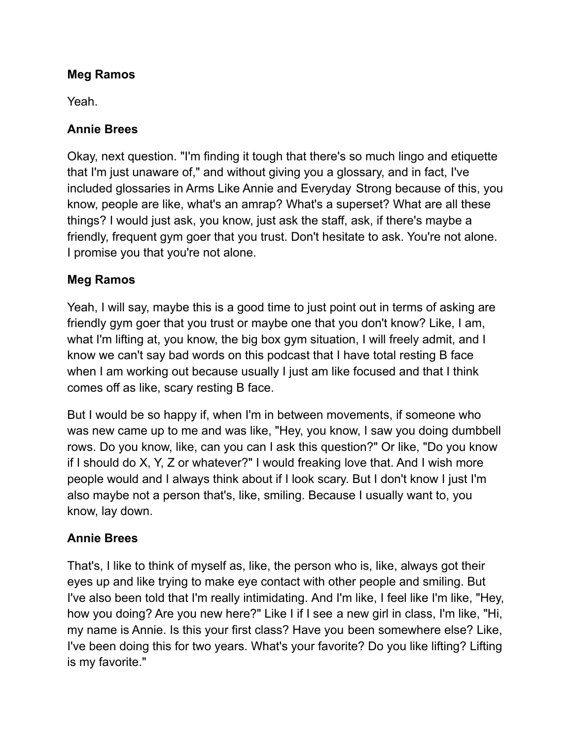**Meg Ramos**

Yeah.

**Annie Brees**

Okay, next question. "I'm finding it tough that there's so much lingo and etiquette that I'm just unaware of," and without giving you a glossary, and in fact, I've included glossaries in Arms Like Annie and Everyday Strong because of this, you know, people are like, what's an amrap? What's a superset? What are all these things? I would just ask, you know, just ask the staff, ask, if there's maybe a friendly, frequent gym goer that you trust. Don't hesitate to ask. You're not alone. I promise you that you're not alone.

**Meg Ramos**

Yeah, I will say, maybe this is a good time to just point out in terms of asking are friendly gym goer that you trust or maybe one that you don't know? Like, I am, what I'm lifting at, you know, the big box gym situation, I will freely admit, and I know we can't say bad words on this podcast that I have total resting B face when I am working out because usually I just am like focused and that I think comes off as like, scary resting B face.

But I would be so happy if, when I'm in between movements, if someone who was new came up to me and was like, "Hey, you know, I saw you doing dumbbell rows. Do you know, like, can you can I ask this question?" Or like, "Do you know if I should do X, Y, Z or whatever?" I would freaking love that. And I wish more people would and I always think about if I look scary. But I don't know I just I'm also maybe not a person that's, like, smiling. Because I usually want to, you know, lay down.

**Annie Brees**

That's, I like to think of myself as, like, the person who is, like, always got their eyes up and like trying to make eye contact with other people and smiling. But I've also been told that I'm really intimidating. And I'm like, I feel like I'm like, "Hey, how you doing? Are you new here?" Like I if I see a new girl in class, I'm like, "Hi, my name is Annie. Is this your first class? Have you been somewhere else? Like, I've been doing this for two years. What's your favorite? Do you like lifting? Lifting is my favorite."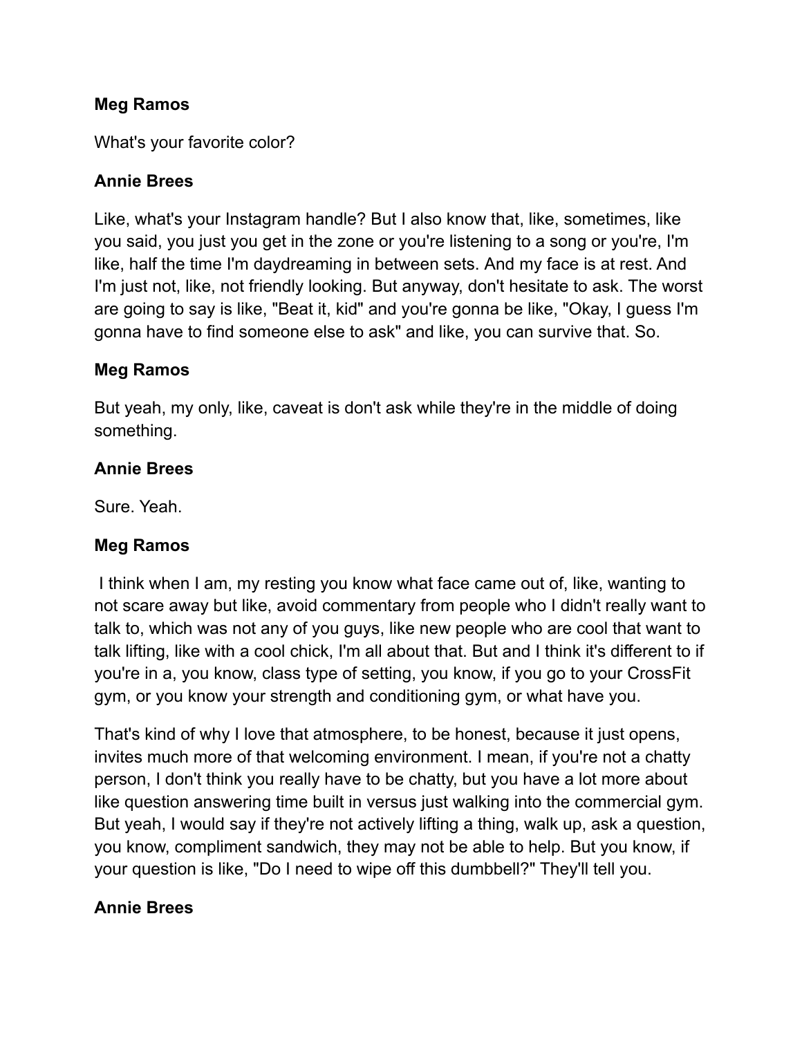**Meg Ramos**

What's your favorite color?

**Annie Brees**

Like, what's your Instagram handle? But I also know that, like, sometimes, like you said, you just you get in the zone or you're listening to a song or you're, I'm like, half the time I'm daydreaming in between sets. And my face is at rest. And I'm just not, like, not friendly looking. But anyway, don't hesitate to ask. The worst are going to say is like, "Beat it, kid" and you're gonna be like, "Okay, I guess I'm gonna have to find someone else to ask" and like, you can survive that. So.

**Meg Ramos**

But yeah, my only, like, caveat is don't ask while they're in the middle of doing something.

**Annie Brees**

Sure. Yeah.

**Meg Ramos**

I think when I am, my resting you know what face came out of, like, wanting to not scare away but like, avoid commentary from people who I didn't really want to talk to, which was not any of you guys, like new people who are cool that want to talk lifting, like with a cool chick, I'm all about that. But and I think it's different to if you're in a, you know, class type of setting, you know, if you go to your CrossFit gym, or you know your strength and conditioning gym, or what have you.

That's kind of why I love that atmosphere, to be honest, because it just opens, invites much more of that welcoming environment. I mean, if you're not a chatty person, I don't think you really have to be chatty, but you have a lot more about like question answering time built in versus just walking into the commercial gym. But yeah, I would say if they're not actively lifting a thing, walk up, ask a question, you know, compliment sandwich, they may not be able to help. But you know, if your question is like, "Do I need to wipe off this dumbbell?" They'll tell you.

**Annie Brees**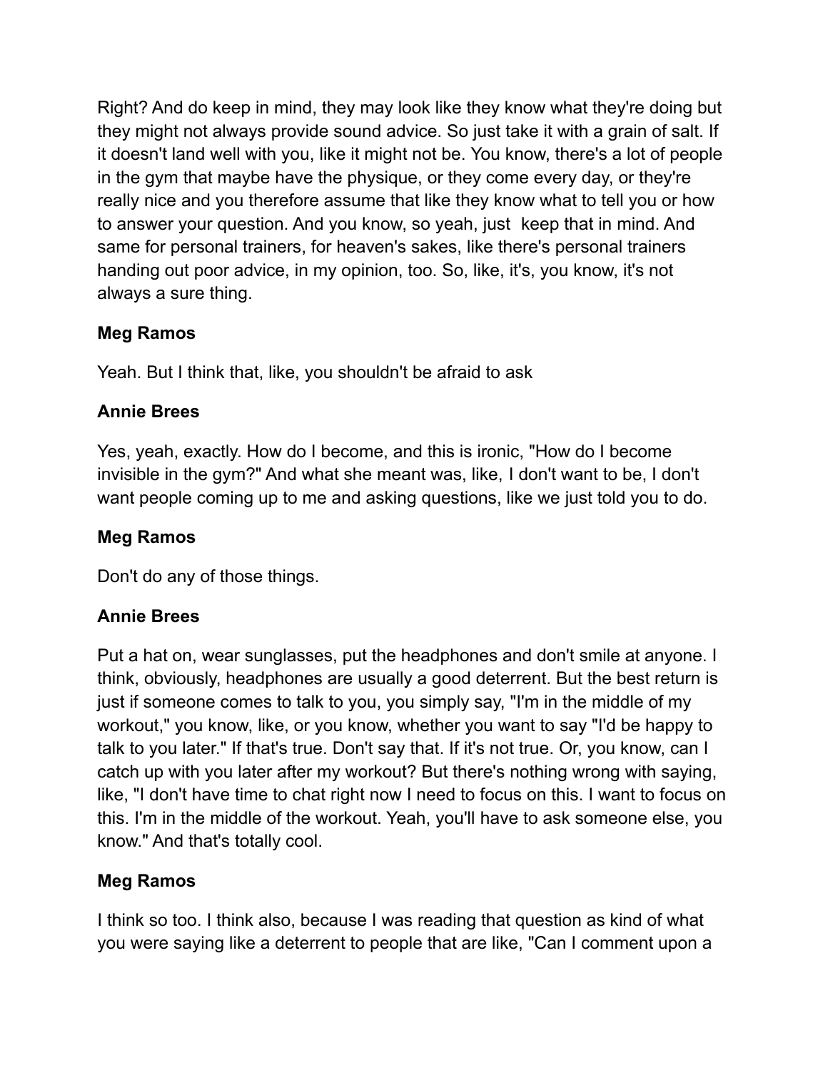Right? And do keep in mind, they may look like they know what they're doing but they might not always provide sound advice. So just take it with a grain of salt. If it doesn't land well with you, like it might not be. You know, there's a lot of people in the gym that maybe have the physique, or they come every day, or they're really nice and you therefore assume that like they know what to tell you or how to answer your question. And you know, so yeah, just keep that in mind. And same for personal trainers, for heaven's sakes, like there's personal trainers handing out poor advice, in my opinion, too. So, like, it's, you know, it's not always a sure thing.

**Meg Ramos**

Yeah. But I think that, like, you shouldn't be afraid to ask

**Annie Brees**

Yes, yeah, exactly. How do I become, and this is ironic, "How do I become invisible in the gym?" And what she meant was, like, I don't want to be, I don't want people coming up to me and asking questions, like we just told you to do.

**Meg Ramos**

Don't do any of those things.

**Annie Brees**

Put a hat on, wear sunglasses, put the headphones and don't smile at anyone. I think, obviously, headphones are usually a good deterrent. But the best return is just if someone comes to talk to you, you simply say, "I'm in the middle of my workout," you know, like, or you know, whether you want to say "I'd be happy to talk to you later." If that's true. Don't say that. If it's not true. Or, you know, can I catch up with you later after my workout? But there's nothing wrong with saying, like, "I don't have time to chat right now I need to focus on this. I want to focus on this. I'm in the middle of the workout. Yeah, you'll have to ask someone else, you know." And that's totally cool.

**Meg Ramos**

I think so too. I think also, because I was reading that question as kind of what you were saying like a deterrent to people that are like, "Can I comment upon a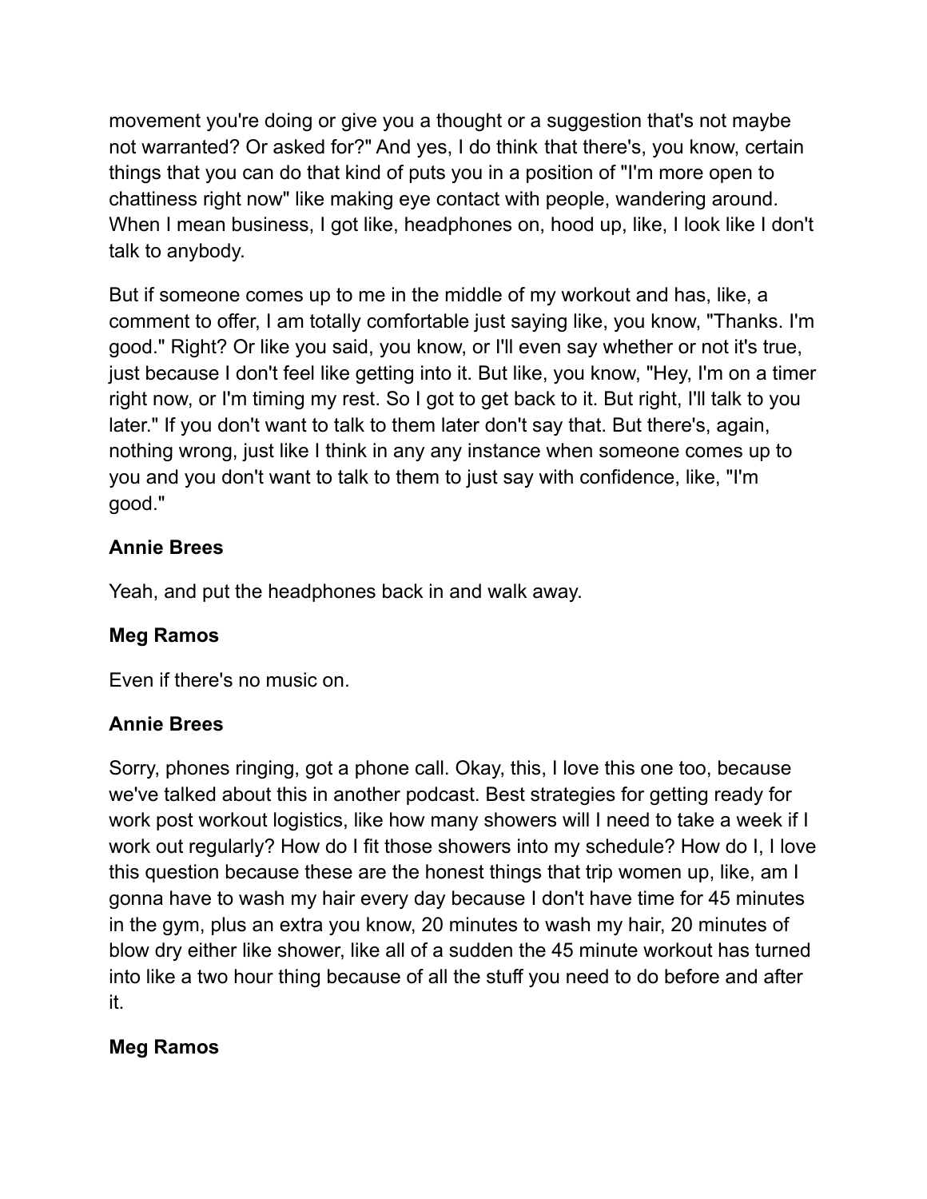movement you're doing or give you a thought or a suggestion that's not maybe not warranted? Or asked for?" And yes, I do think that there's, you know, certain things that you can do that kind of puts you in a position of "I'm more open to chattiness right now" like making eye contact with people, wandering around. When I mean business, I got like, headphones on, hood up, like, I look like I don't talk to anybody.

But if someone comes up to me in the middle of my workout and has, like, a comment to offer, I am totally comfortable just saying like, you know, "Thanks. I'm good." Right? Or like you said, you know, or I'll even say whether or not it's true, just because I don't feel like getting into it. But like, you know, "Hey, I'm on a timer right now, or I'm timing my rest. So I got to get back to it. But right, I'll talk to you later." If you don't want to talk to them later don't say that. But there's, again, nothing wrong, just like I think in any any instance when someone comes up to you and you don't want to talk to them to just say with confidence, like, "I'm good."

**Annie Brees**

Yeah, and put the headphones back in and walk away.

**Meg Ramos**

Even if there's no music on.

**Annie Brees**

Sorry, phones ringing, got a phone call. Okay, this, I love this one too, because we've talked about this in another podcast. Best strategies for getting ready for work post workout logistics, like how many showers will I need to take a week if I work out regularly? How do I fit those showers into my schedule? How do I, I love this question because these are the honest things that trip women up, like, am I gonna have to wash my hair every day because I don't have time for 45 minutes in the gym, plus an extra you know, 20 minutes to wash my hair, 20 minutes of blow dry either like shower, like all of a sudden the 45 minute workout has turned into like a two hour thing because of all the stuff you need to do before and after it.

**Meg Ramos**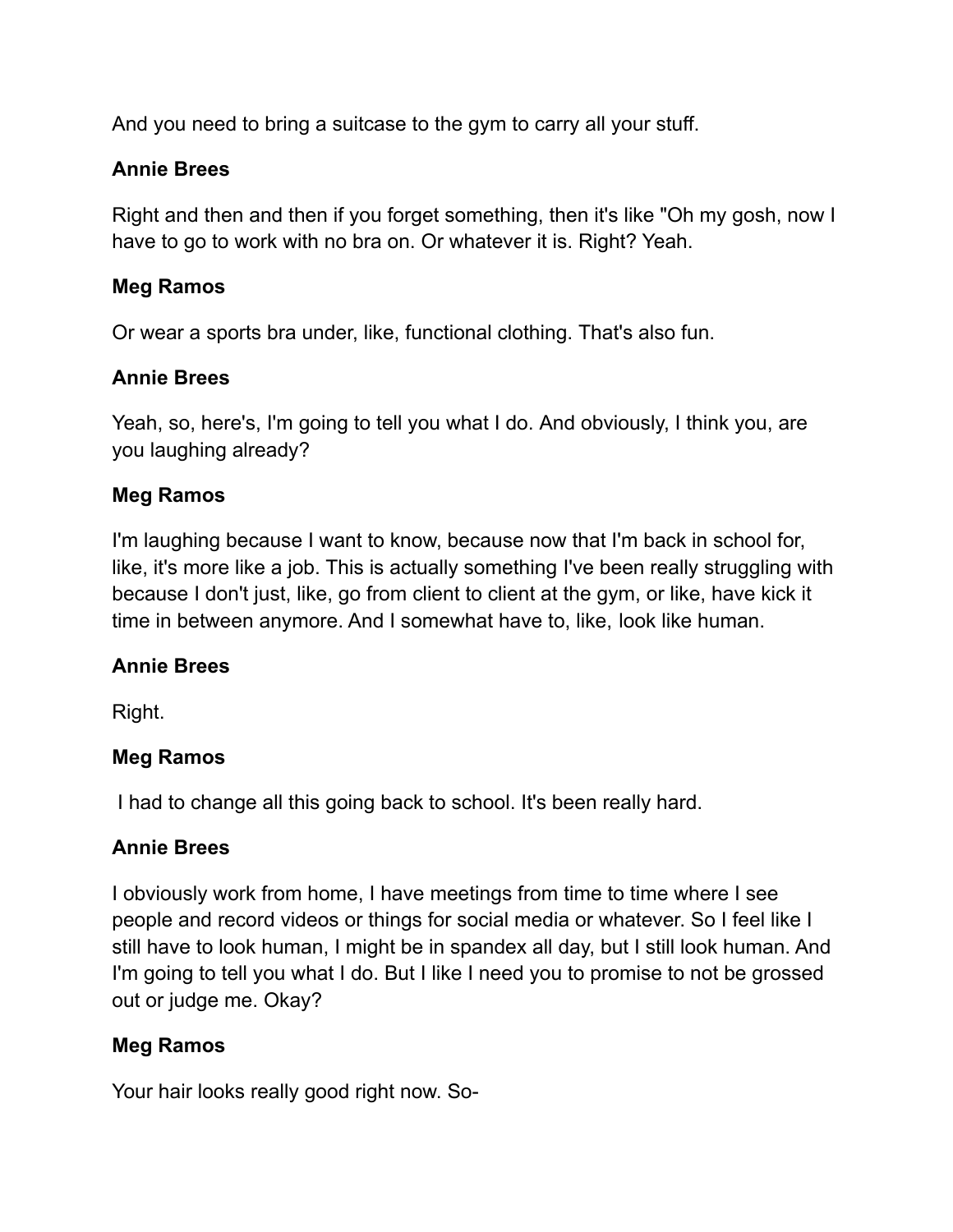And you need to bring a suitcase to the gym to carry all your stuff.

**Annie Brees**

Right and then and then if you forget something, then it's like "Oh my gosh, now I have to go to work with no bra on. Or whatever it is. Right? Yeah.

**Meg Ramos**

Or wear a sports bra under, like, functional clothing. That's also fun.

**Annie Brees**

Yeah, so, here's, I'm going to tell you what I do. And obviously, I think you, are you laughing already?

**Meg Ramos**

I'm laughing because I want to know, because now that I'm back in school for, like, it's more like a job. This is actually something I've been really struggling with because I don't just, like, go from client to client at the gym, or like, have kick it time in between anymore. And I somewhat have to, like, look like human.

**Annie Brees**

Right.

**Meg Ramos**

I had to change all this going back to school. It's been really hard.

**Annie Brees**

I obviously work from home, I have meetings from time to time where I see people and record videos or things for social media or whatever. So I feel like I still have to look human, I might be in spandex all day, but I still look human. And I'm going to tell you what I do. But I like I need you to promise to not be grossed out or judge me. Okay?

**Meg Ramos**

Your hair looks really good right now. So-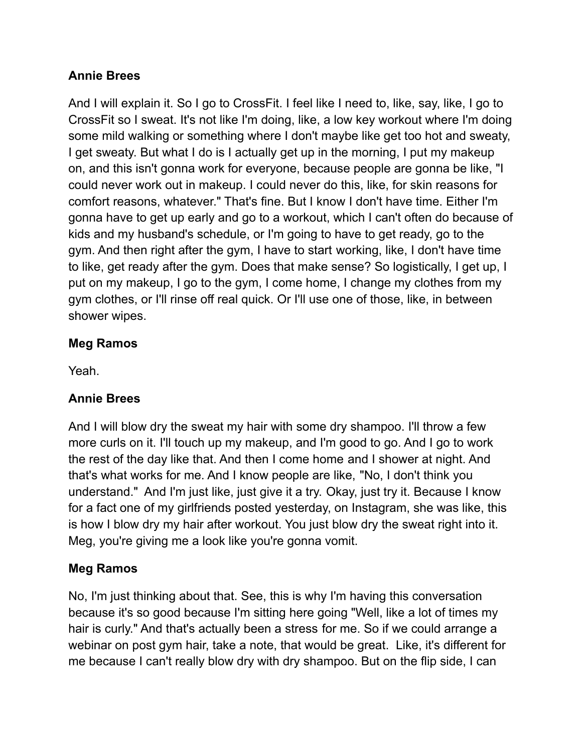**Annie Brees**

And I will explain it. So I go to CrossFit. I feel like I need to, like, say, like, I go to CrossFit so I sweat. It's not like I'm doing, like, a low key workout where I'm doing some mild walking or something where I don't maybe like get too hot and sweaty, I get sweaty. But what I do is I actually get up in the morning, I put my makeup on, and this isn't gonna work for everyone, because people are gonna be like, "I could never work out in makeup. I could never do this, like, for skin reasons for comfort reasons, whatever." That's fine. But I know I don't have time. Either I'm gonna have to get up early and go to a workout, which I can't often do because of kids and my husband's schedule, or I'm going to have to get ready, go to the gym. And then right after the gym, I have to start working, like, I don't have time to like, get ready after the gym. Does that make sense? So logistically, I get up, I put on my makeup, I go to the gym, I come home, I change my clothes from my gym clothes, or I'll rinse off real quick. Or I'll use one of those, like, in between shower wipes.

**Meg Ramos**

Yeah.

**Annie Brees**

And I will blow dry the sweat my hair with some dry shampoo. I'll throw a few more curls on it. I'll touch up my makeup, and I'm good to go. And I go to work the rest of the day like that. And then I come home and I shower at night. And that's what works for me. And I know people are like, "No, I don't think you understand." And I'm just like, just give it a try. Okay, just try it. Because I know for a fact one of my girlfriends posted yesterday, on Instagram, she was like, this is how I blow dry my hair after workout. You just blow dry the sweat right into it. Meg, you're giving me a look like you're gonna vomit.

**Meg Ramos**

No, I'm just thinking about that. See, this is why I'm having this conversation because it's so good because I'm sitting here going "Well, like a lot of times my hair is curly." And that's actually been a stress for me. So if we could arrange a webinar on post gym hair, take a note, that would be great. Like, it's different for me because I can't really blow dry with dry shampoo. But on the flip side, I can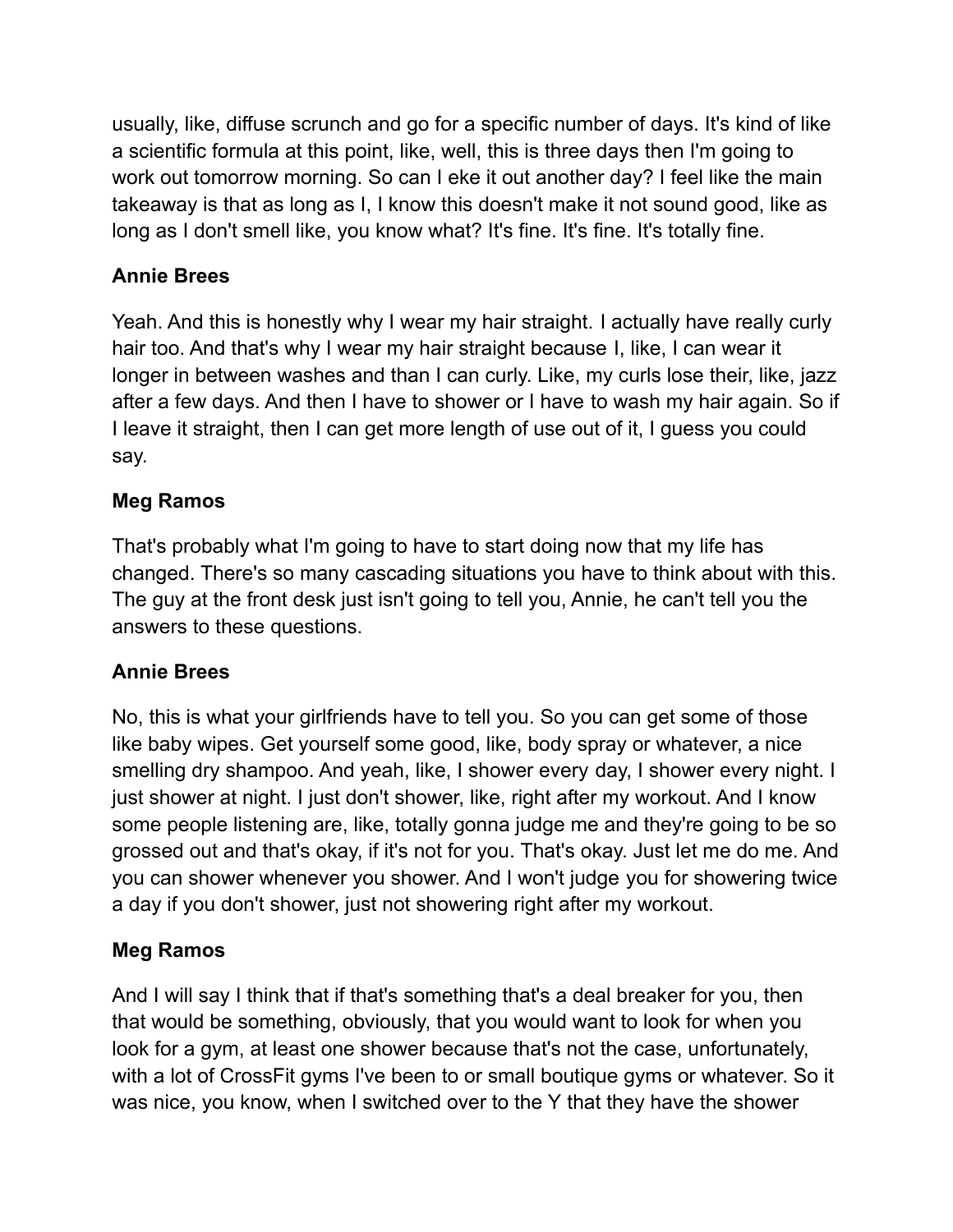usually, like, diffuse scrunch and go for a specific number of days. It's kind of like a scientific formula at this point, like, well, this is three days then I'm going to work out tomorrow morning. So can I eke it out another day? I feel like the main takeaway is that as long as I, I know this doesn't make it not sound good, like as long as I don't smell like, you know what? It's fine. It's fine. It's totally fine.

**Annie Brees**

Yeah. And this is honestly why I wear my hair straight. I actually have really curly hair too. And that's why I wear my hair straight because I, like, I can wear it longer in between washes and than I can curly. Like, my curls lose their, like, jazz after a few days. And then I have to shower or I have to wash my hair again. So if I leave it straight, then I can get more length of use out of it, I guess you could say.

**Meg Ramos**

That's probably what I'm going to have to start doing now that my life has changed. There's so many cascading situations you have to think about with this. The guy at the front desk just isn't going to tell you, Annie, he can't tell you the answers to these questions.

**Annie Brees**

No, this is what your girlfriends have to tell you. So you can get some of those like baby wipes. Get yourself some good, like, body spray or whatever, a nice smelling dry shampoo. And yeah, like, I shower every day, I shower every night. I just shower at night. I just don't shower, like, right after my workout. And I know some people listening are, like, totally gonna judge me and they're going to be so grossed out and that's okay, if it's not for you. That's okay. Just let me do me. And you can shower whenever you shower. And I won't judge you for showering twice a day if you don't shower, just not showering right after my workout.

**Meg Ramos**

And I will say I think that if that's something that's a deal breaker for you, then that would be something, obviously, that you would want to look for when you look for a gym, at least one shower because that's not the case, unfortunately, with a lot of CrossFit gyms I've been to or small boutique gyms or whatever. So it was nice, you know, when I switched over to the Y that they have the shower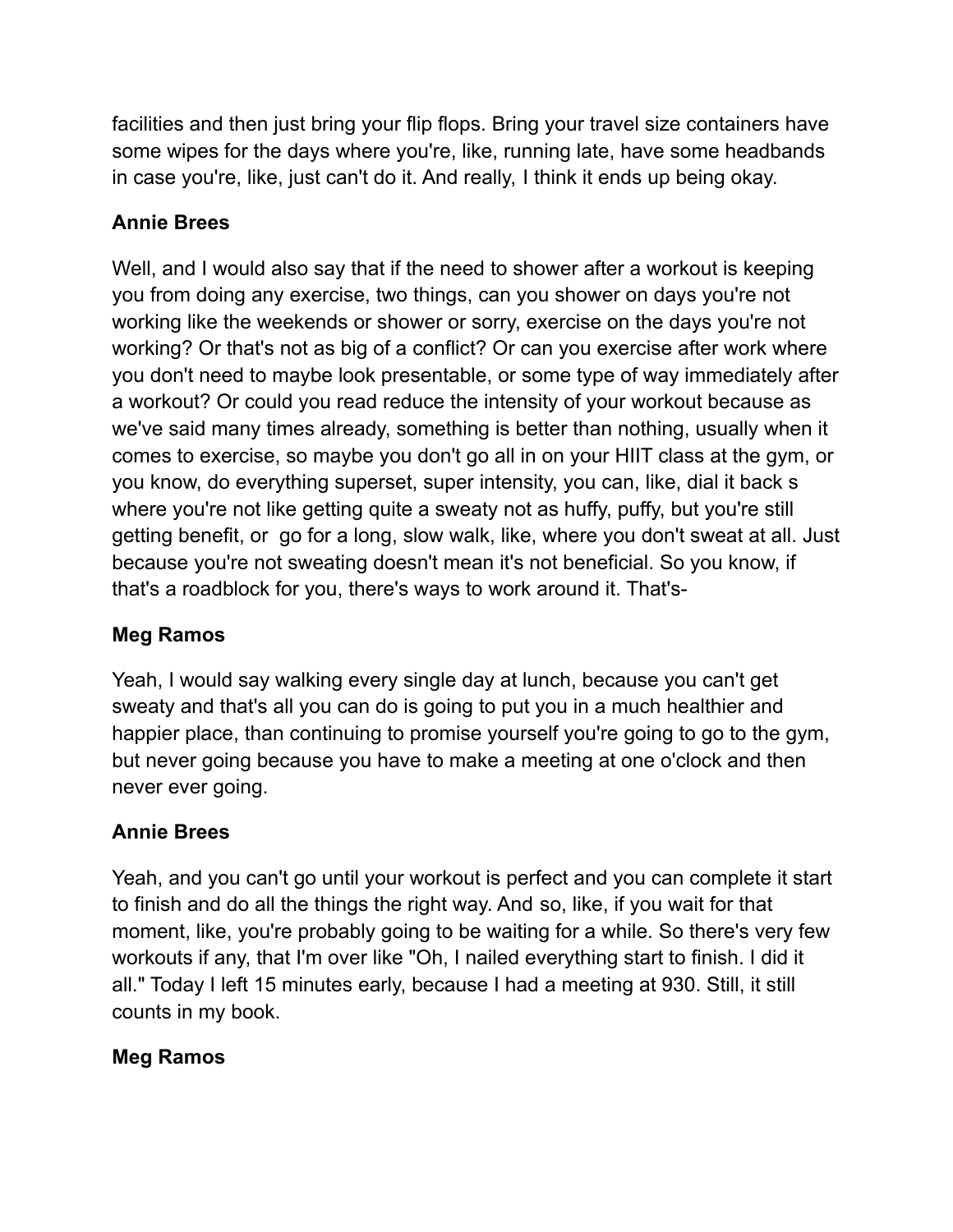facilities and then just bring your flip flops. Bring your travel size containers have some wipes for the days where you're, like, running late, have some headbands in case you're, like, just can't do it. And really, I think it ends up being okay.

**Annie Brees**

Well, and I would also say that if the need to shower after a workout is keeping you from doing any exercise, two things, can you shower on days you're not working like the weekends or shower or sorry, exercise on the days you're not working? Or that's not as big of a conflict? Or can you exercise after work where you don't need to maybe look presentable, or some type of way immediately after a workout? Or could you read reduce the intensity of your workout because as we've said many times already, something is better than nothing, usually when it comes to exercise, so maybe you don't go all in on your HIIT class at the gym, or you know, do everything superset, super intensity, you can, like, dial it back s where you're not like getting quite a sweaty not as huffy, puffy, but you're still getting benefit, or go for a long, slow walk, like, where you don't sweat at all. Just because you're not sweating doesn't mean it's not beneficial. So you know, if that's a roadblock for you, there's ways to work around it. That's-

**Meg Ramos**

Yeah, I would say walking every single day at lunch, because you can't get sweaty and that's all you can do is going to put you in a much healthier and happier place, than continuing to promise yourself you're going to go to the gym, but never going because you have to make a meeting at one o'clock and then never ever going.

**Annie Brees**

Yeah, and you can't go until your workout is perfect and you can complete it start to finish and do all the things the right way. And so, like, if you wait for that moment, like, you're probably going to be waiting for a while. So there's very few workouts if any, that I'm over like "Oh, I nailed everything start to finish. I did it all." Today I left 15 minutes early, because I had a meeting at 930. Still, it still counts in my book.

**Meg Ramos**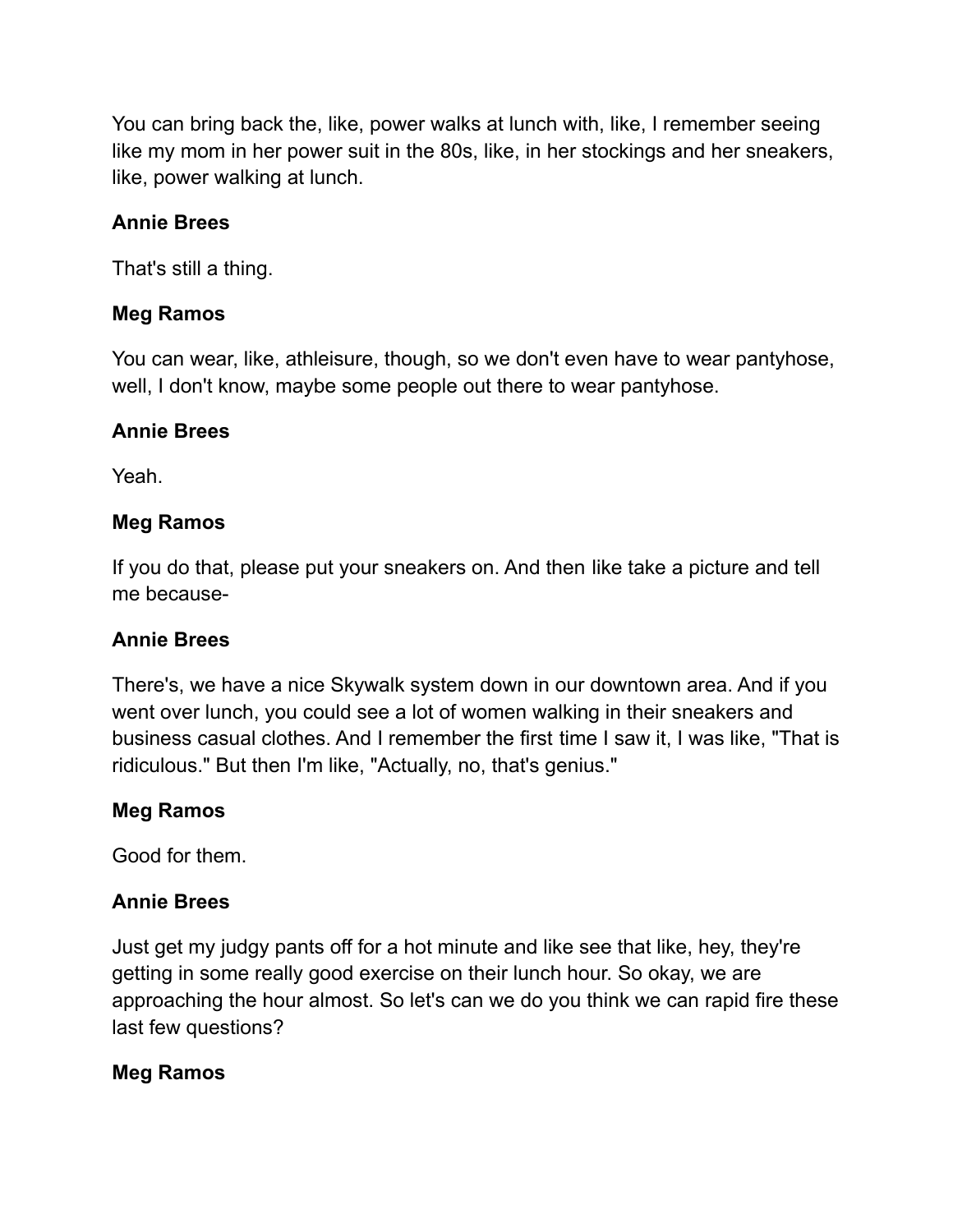You can bring back the, like, power walks at lunch with, like, I remember seeing like my mom in her power suit in the 80s, like, in her stockings and her sneakers, like, power walking at lunch.

**Annie Brees**

That's still a thing.

**Meg Ramos**

You can wear, like, athleisure, though, so we don't even have to wear pantyhose, well, I don't know, maybe some people out there to wear pantyhose.

**Annie Brees**

Yeah.

**Meg Ramos**

If you do that, please put your sneakers on. And then like take a picture and tell me because-

**Annie Brees**

There's, we have a nice Skywalk system down in our downtown area. And if you went over lunch, you could see a lot of women walking in their sneakers and business casual clothes. And I remember the first time I saw it, I was like, "That is ridiculous." But then I'm like, "Actually, no, that's genius."

**Meg Ramos**

Good for them.

**Annie Brees**

Just get my judgy pants off for a hot minute and like see that like, hey, they're getting in some really good exercise on their lunch hour. So okay, we are approaching the hour almost. So let's can we do you think we can rapid fire these last few questions?

**Meg Ramos**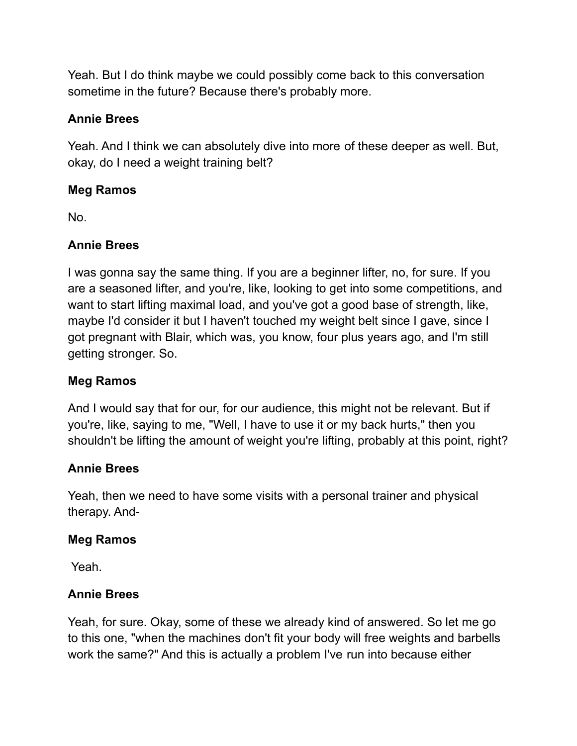Yeah. But I do think maybe we could possibly come back to this conversation sometime in the future? Because there's probably more.

**Annie Brees**

Yeah. And I think we can absolutely dive into more of these deeper as well. But, okay, do I need a weight training belt?

**Meg Ramos**

No.

**Annie Brees**

I was gonna say the same thing. If you are a beginner lifter, no, for sure. If you are a seasoned lifter, and you're, like, looking to get into some competitions, and want to start lifting maximal load, and you've got a good base of strength, like, maybe I'd consider it but I haven't touched my weight belt since I gave, since I got pregnant with Blair, which was, you know, four plus years ago, and I'm still getting stronger. So.

**Meg Ramos**

And I would say that for our, for our audience, this might not be relevant. But if you're, like, saying to me, "Well, I have to use it or my back hurts," then you shouldn't be lifting the amount of weight you're lifting, probably at this point, right?

**Annie Brees**

Yeah, then we need to have some visits with a personal trainer and physical therapy. And-

**Meg Ramos**

Yeah.

**Annie Brees**

Yeah, for sure. Okay, some of these we already kind of answered. So let me go to this one, "when the machines don't fit your body will free weights and barbells work the same?" And this is actually a problem I've run into because either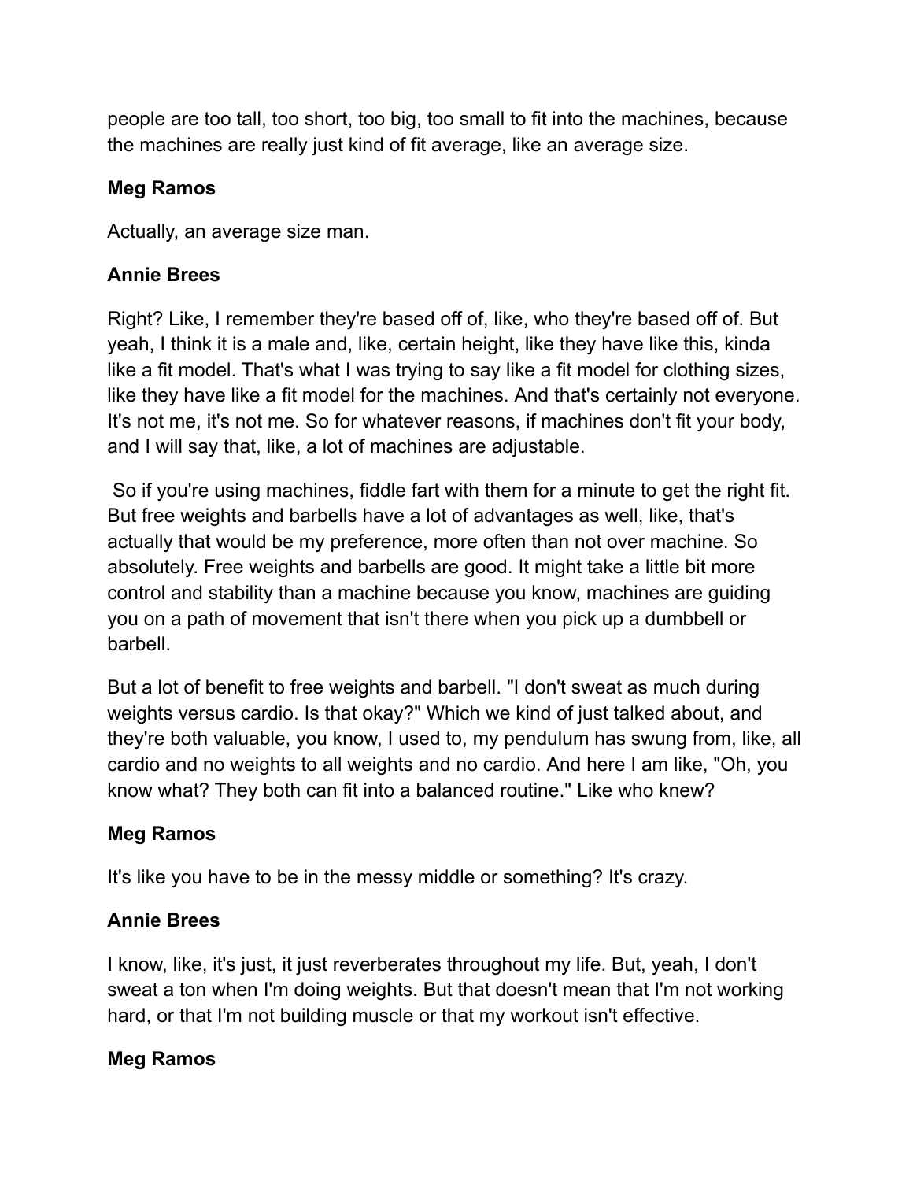people are too tall, too short, too big, too small to fit into the machines, because the machines are really just kind of fit average, like an average size.

**Meg Ramos**

Actually, an average size man.

**Annie Brees**

Right? Like, I remember they're based off of, like, who they're based off of. But yeah, I think it is a male and, like, certain height, like they have like this, kinda like a fit model. That's what I was trying to say like a fit model for clothing sizes, like they have like a fit model for the machines. And that's certainly not everyone. It's not me, it's not me. So for whatever reasons, if machines don't fit your body, and I will say that, like, a lot of machines are adjustable.

So if you're using machines, fiddle fart with them for a minute to get the right fit. But free weights and barbells have a lot of advantages as well, like, that's actually that would be my preference, more often than not over machine. So absolutely. Free weights and barbells are good. It might take a little bit more control and stability than a machine because you know, machines are guiding you on a path of movement that isn't there when you pick up a dumbbell or barbell.

But a lot of benefit to free weights and barbell. "I don't sweat as much during weights versus cardio. Is that okay?" Which we kind of just talked about, and they're both valuable, you know, I used to, my pendulum has swung from, like, all cardio and no weights to all weights and no cardio. And here I am like, "Oh, you know what? They both can fit into a balanced routine." Like who knew?

**Meg Ramos**

It's like you have to be in the messy middle or something? It's crazy.

**Annie Brees**

I know, like, it's just, it just reverberates throughout my life. But, yeah, I don't sweat a ton when I'm doing weights. But that doesn't mean that I'm not working hard, or that I'm not building muscle or that my workout isn't effective.

**Meg Ramos**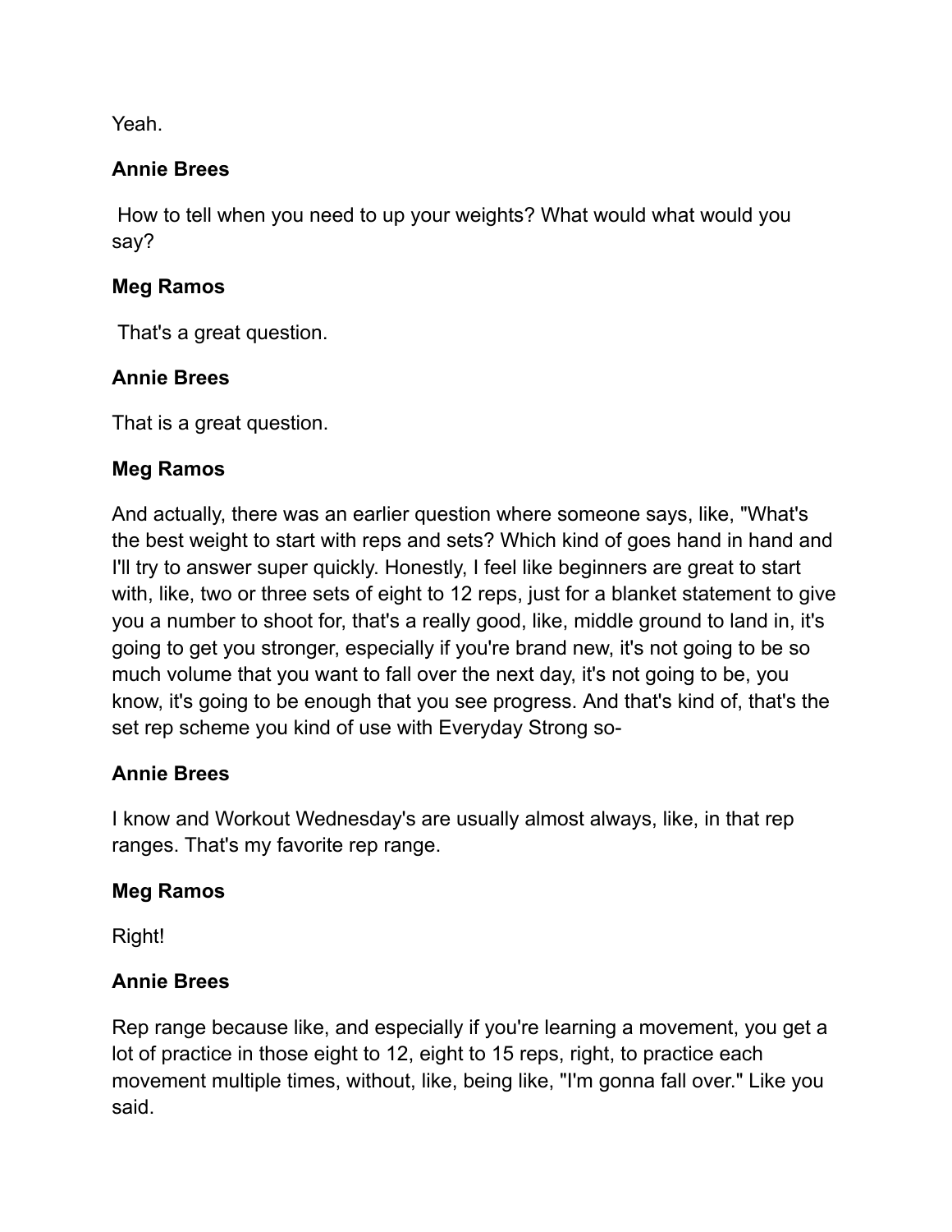Yeah.

**Annie Brees**

How to tell when you need to up your weights? What would what would you say?

**Meg Ramos**

That's a great question.

**Annie Brees**

That is a great question.

**Meg Ramos**

And actually, there was an earlier question where someone says, like, "What's the best weight to start with reps and sets? Which kind of goes hand in hand and I'll try to answer super quickly. Honestly, I feel like beginners are great to start with, like, two or three sets of eight to 12 reps, just for a blanket statement to give you a number to shoot for, that's a really good, like, middle ground to land in, it's going to get you stronger, especially if you're brand new, it's not going to be so much volume that you want to fall over the next day, it's not going to be, you know, it's going to be enough that you see progress. And that's kind of, that's the set rep scheme you kind of use with Everyday Strong so-

**Annie Brees**

I know and Workout Wednesday's are usually almost always, like, in that rep ranges. That's my favorite rep range.

**Meg Ramos**

Right!

**Annie Brees**

Rep range because like, and especially if you're learning a movement, you get a lot of practice in those eight to 12, eight to 15 reps, right, to practice each movement multiple times, without, like, being like, "I'm gonna fall over." Like you said.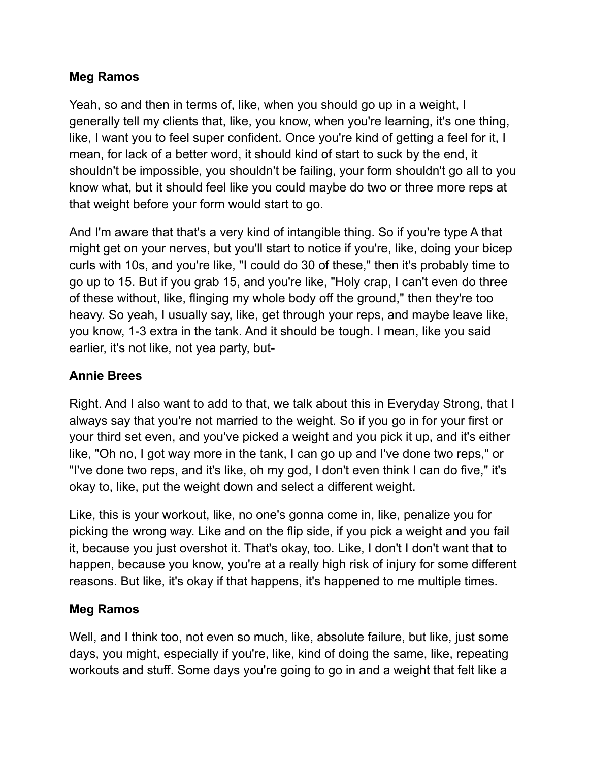**Meg Ramos**

Yeah, so and then in terms of, like, when you should go up in a weight, I generally tell my clients that, like, you know, when you're learning, it's one thing, like, I want you to feel super confident. Once you're kind of getting a feel for it, I mean, for lack of a better word, it should kind of start to suck by the end, it shouldn't be impossible, you shouldn't be failing, your form shouldn't go all to you know what, but it should feel like you could maybe do two or three more reps at that weight before your form would start to go.

And I'm aware that that's a very kind of intangible thing. So if you're type A that might get on your nerves, but you'll start to notice if you're, like, doing your bicep curls with 10s, and you're like, "I could do 30 of these," then it's probably time to go up to 15. But if you grab 15, and you're like, "Holy crap, I can't even do three of these without, like, flinging my whole body off the ground," then they're too heavy. So yeah, I usually say, like, get through your reps, and maybe leave like, you know, 1-3 extra in the tank. And it should be tough. I mean, like you said earlier, it's not like, not yea party, but-

**Annie Brees**

Right. And I also want to add to that, we talk about this in Everyday Strong, that I always say that you're not married to the weight. So if you go in for your first or your third set even, and you've picked a weight and you pick it up, and it's either like, "Oh no, I got way more in the tank, I can go up and I've done two reps," or "I've done two reps, and it's like, oh my god, I don't even think I can do five," it's okay to, like, put the weight down and select a different weight.

Like, this is your workout, like, no one's gonna come in, like, penalize you for picking the wrong way. Like and on the flip side, if you pick a weight and you fail it, because you just overshot it. That's okay, too. Like, I don't I don't want that to happen, because you know, you're at a really high risk of injury for some different reasons. But like, it's okay if that happens, it's happened to me multiple times.

**Meg Ramos**

Well, and I think too, not even so much, like, absolute failure, but like, just some days, you might, especially if you're, like, kind of doing the same, like, repeating workouts and stuff. Some days you're going to go in and a weight that felt like a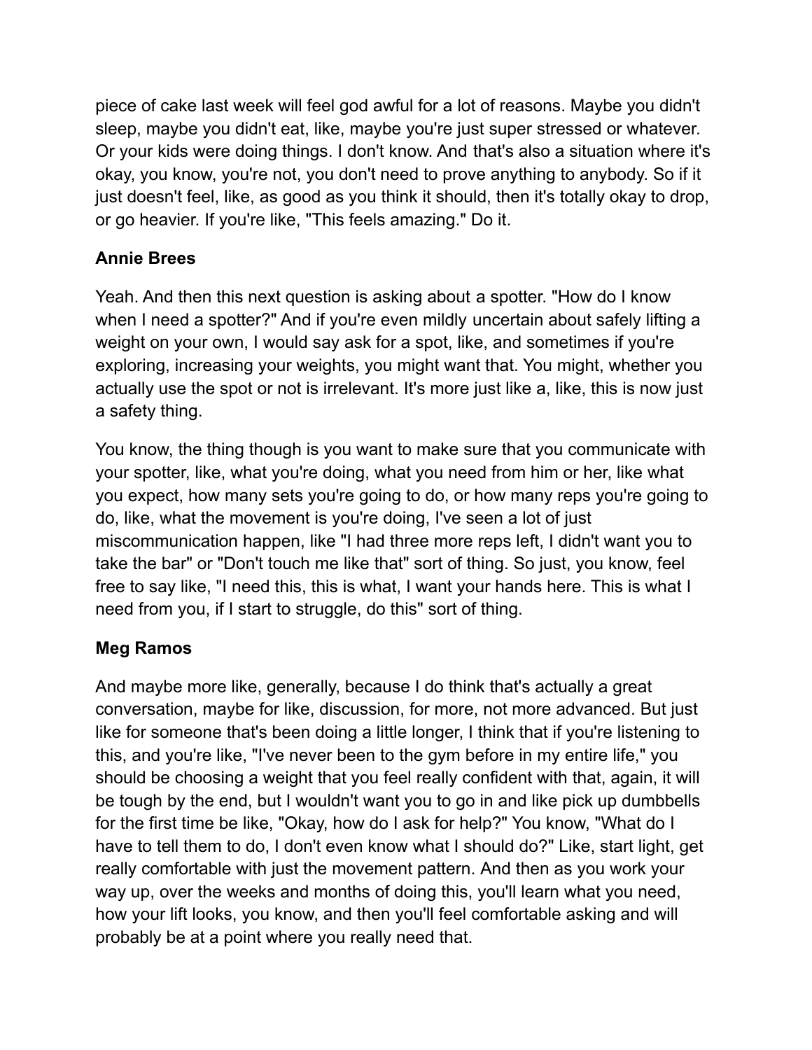piece of cake last week will feel god awful for a lot of reasons. Maybe you didn't sleep, maybe you didn't eat, like, maybe you're just super stressed or whatever. Or your kids were doing things. I don't know. And that's also a situation where it's okay, you know, you're not, you don't need to prove anything to anybody. So if it just doesn't feel, like, as good as you think it should, then it's totally okay to drop, or go heavier. If you're like, "This feels amazing." Do it.

**Annie Brees**

Yeah. And then this next question is asking about a spotter. "How do I know when I need a spotter?" And if you're even mildly uncertain about safely lifting a weight on your own, I would say ask for a spot, like, and sometimes if you're exploring, increasing your weights, you might want that. You might, whether you actually use the spot or not is irrelevant. It's more just like a, like, this is now just a safety thing.

You know, the thing though is you want to make sure that you communicate with your spotter, like, what you're doing, what you need from him or her, like what you expect, how many sets you're going to do, or how many reps you're going to do, like, what the movement is you're doing, I've seen a lot of just miscommunication happen, like "I had three more reps left, I didn't want you to take the bar" or "Don't touch me like that" sort of thing. So just, you know, feel free to say like, "I need this, this is what, I want your hands here. This is what I need from you, if I start to struggle, do this" sort of thing.

**Meg Ramos**

And maybe more like, generally, because I do think that's actually a great conversation, maybe for like, discussion, for more, not more advanced. But just like for someone that's been doing a little longer, I think that if you're listening to this, and you're like, "I've never been to the gym before in my entire life," you should be choosing a weight that you feel really confident with that, again, it will be tough by the end, but I wouldn't want you to go in and like pick up dumbbells for the first time be like, "Okay, how do I ask for help?" You know, "What do I have to tell them to do, I don't even know what I should do?" Like, start light, get really comfortable with just the movement pattern. And then as you work your way up, over the weeks and months of doing this, you'll learn what you need, how your lift looks, you know, and then you'll feel comfortable asking and will probably be at a point where you really need that.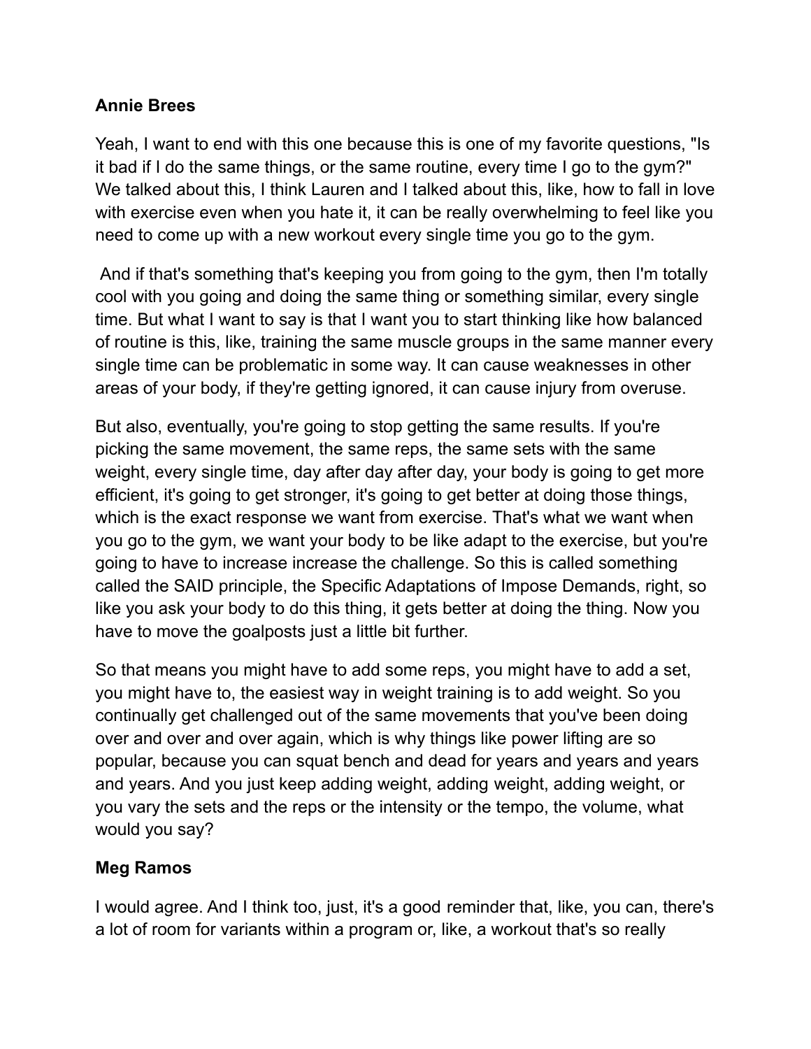**Annie Brees**

Yeah, I want to end with this one because this is one of my favorite questions, "Is it bad if I do the same things, or the same routine, every time I go to the gym?" We talked about this, I think Lauren and I talked about this, like, how to fall in love with exercise even when you hate it, it can be really overwhelming to feel like you need to come up with a new workout every single time you go to the gym.

And if that's something that's keeping you from going to the gym, then I'm totally cool with you going and doing the same thing or something similar, every single time. But what I want to say is that I want you to start thinking like how balanced of routine is this, like, training the same muscle groups in the same manner every single time can be problematic in some way. It can cause weaknesses in other areas of your body, if they're getting ignored, it can cause injury from overuse.

But also, eventually, you're going to stop getting the same results. If you're picking the same movement, the same reps, the same sets with the same weight, every single time, day after day after day, your body is going to get more efficient, it's going to get stronger, it's going to get better at doing those things, which is the exact response we want from exercise. That's what we want when you go to the gym, we want your body to be like adapt to the exercise, but you're going to have to increase increase the challenge. So this is called something called the SAID principle, the Specific Adaptations of Impose Demands, right, so like you ask your body to do this thing, it gets better at doing the thing. Now you have to move the goalposts just a little bit further.

So that means you might have to add some reps, you might have to add a set, you might have to, the easiest way in weight training is to add weight. So you continually get challenged out of the same movements that you've been doing over and over and over again, which is why things like power lifting are so popular, because you can squat bench and dead for years and years and years and years. And you just keep adding weight, adding weight, adding weight, or you vary the sets and the reps or the intensity or the tempo, the volume, what would you say?

**Meg Ramos**

I would agree. And I think too, just, it's a good reminder that, like, you can, there's a lot of room for variants within a program or, like, a workout that's so really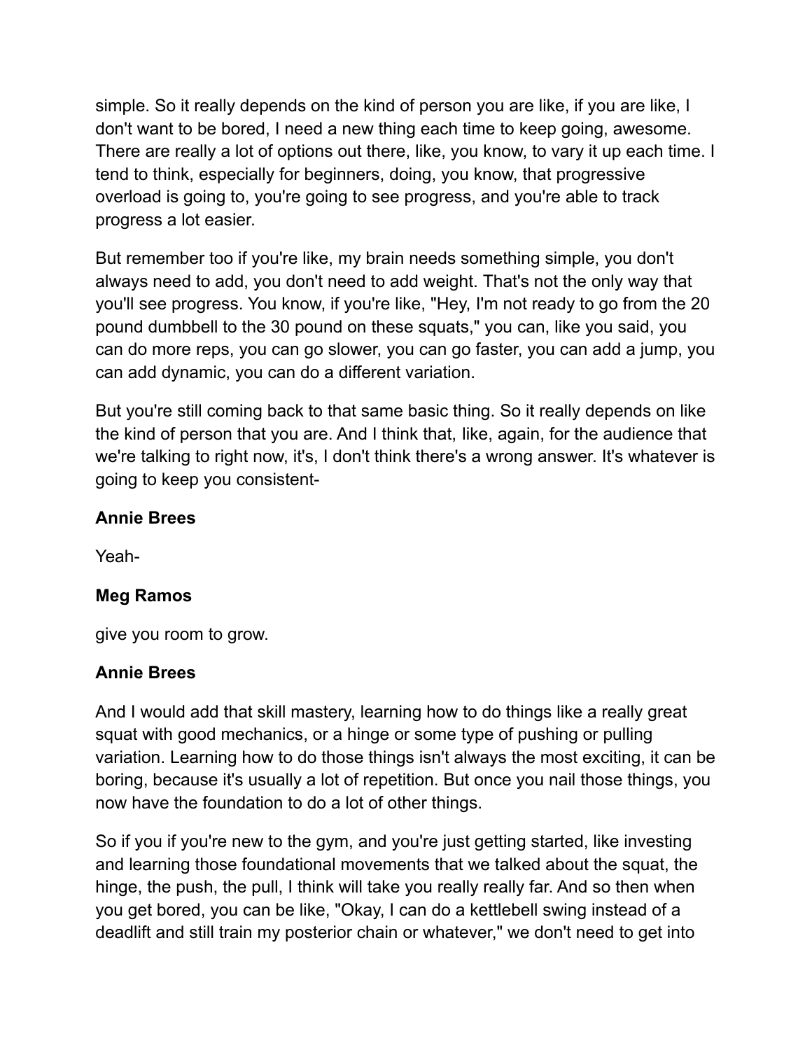simple. So it really depends on the kind of person you are like, if you are like, I don't want to be bored, I need a new thing each time to keep going, awesome. There are really a lot of options out there, like, you know, to vary it up each time. I tend to think, especially for beginners, doing, you know, that progressive overload is going to, you're going to see progress, and you're able to track progress a lot easier.

But remember too if you're like, my brain needs something simple, you don't always need to add, you don't need to add weight. That's not the only way that you'll see progress. You know, if you're like, "Hey, I'm not ready to go from the 20 pound dumbbell to the 30 pound on these squats," you can, like you said, you can do more reps, you can go slower, you can go faster, you can add a jump, you can add dynamic, you can do a different variation.

But you're still coming back to that same basic thing. So it really depends on like the kind of person that you are. And I think that, like, again, for the audience that we're talking to right now, it's, I don't think there's a wrong answer. It's whatever is going to keep you consistent-

**Annie Brees**

Yeah-

**Meg Ramos**

give you room to grow.

**Annie Brees**

And I would add that skill mastery, learning how to do things like a really great squat with good mechanics, or a hinge or some type of pushing or pulling variation. Learning how to do those things isn't always the most exciting, it can be boring, because it's usually a lot of repetition. But once you nail those things, you now have the foundation to do a lot of other things.

So if you if you're new to the gym, and you're just getting started, like investing and learning those foundational movements that we talked about the squat, the hinge, the push, the pull, I think will take you really really far. And so then when you get bored, you can be like, "Okay, I can do a kettlebell swing instead of a deadlift and still train my posterior chain or whatever," we don't need to get into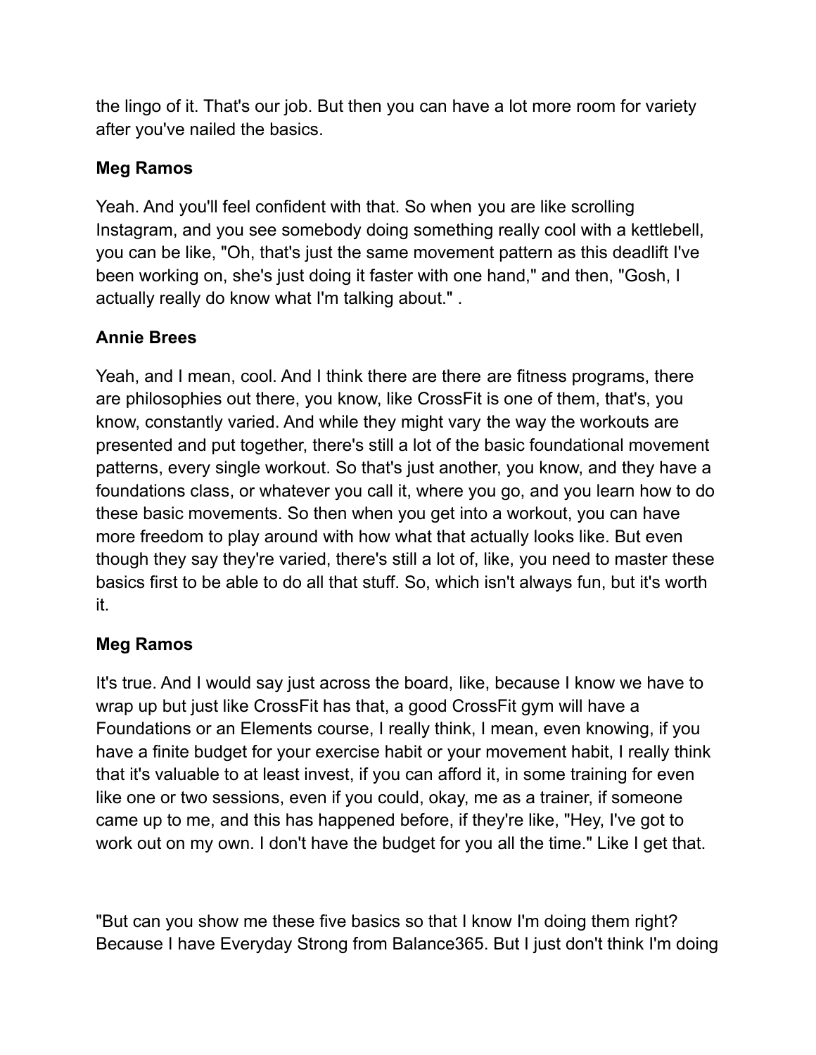the lingo of it. That's our job. But then you can have a lot more room for variety after you've nailed the basics.

**Meg Ramos**

Yeah. And you'll feel confident with that. So when you are like scrolling Instagram, and you see somebody doing something really cool with a kettlebell, you can be like, "Oh, that's just the same movement pattern as this deadlift I've been working on, she's just doing it faster with one hand," and then, "Gosh, I actually really do know what I'm talking about." .

**Annie Brees**

Yeah, and I mean, cool. And I think there are there are fitness programs, there are philosophies out there, you know, like CrossFit is one of them, that's, you know, constantly varied. And while they might vary the way the workouts are presented and put together, there's still a lot of the basic foundational movement patterns, every single workout. So that's just another, you know, and they have a foundations class, or whatever you call it, where you go, and you learn how to do these basic movements. So then when you get into a workout, you can have more freedom to play around with how what that actually looks like. But even though they say they're varied, there's still a lot of, like, you need to master these basics first to be able to do all that stuff. So, which isn't always fun, but it's worth it.

**Meg Ramos**

It's true. And I would say just across the board, like, because I know we have to wrap up but just like CrossFit has that, a good CrossFit gym will have a Foundations or an Elements course, I really think, I mean, even knowing, if you have a finite budget for your exercise habit or your movement habit, I really think that it's valuable to at least invest, if you can afford it, in some training for even like one or two sessions, even if you could, okay, me as a trainer, if someone came up to me, and this has happened before, if they're like, "Hey, I've got to work out on my own. I don't have the budget for you all the time." Like I get that.

"But can you show me these five basics so that I know I'm doing them right? Because I have Everyday Strong from Balance365. But I just don't think I'm doing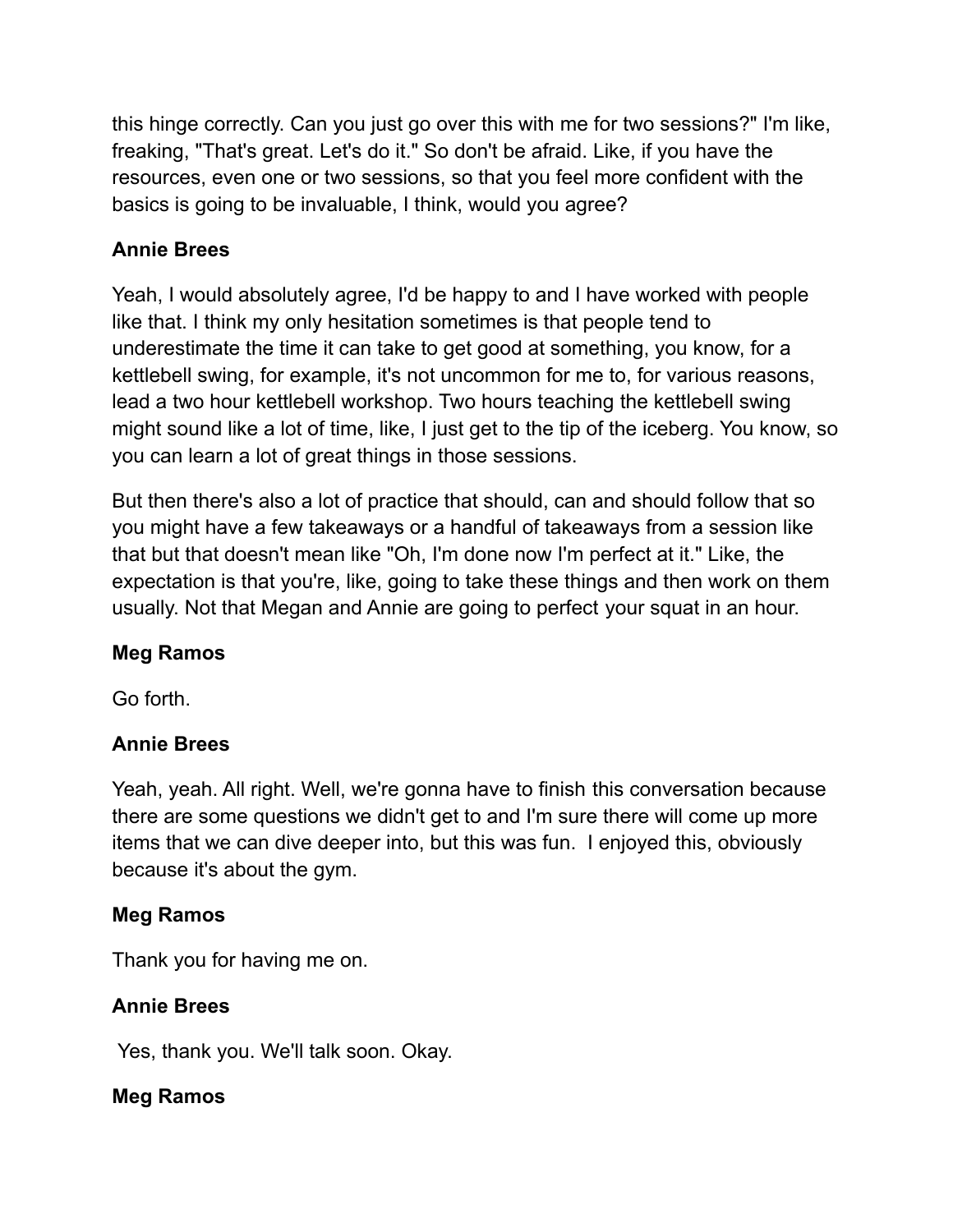this hinge correctly. Can you just go over this with me for two sessions?" I'm like, freaking, "That's great. Let's do it." So don't be afraid. Like, if you have the resources, even one or two sessions, so that you feel more confident with the basics is going to be invaluable, I think, would you agree?

**Annie Brees**

Yeah, I would absolutely agree, I'd be happy to and I have worked with people like that. I think my only hesitation sometimes is that people tend to underestimate the time it can take to get good at something, you know, for a kettlebell swing, for example, it's not uncommon for me to, for various reasons, lead a two hour kettlebell workshop. Two hours teaching the kettlebell swing might sound like a lot of time, like, I just get to the tip of the iceberg. You know, so you can learn a lot of great things in those sessions.

But then there's also a lot of practice that should, can and should follow that so you might have a few takeaways or a handful of takeaways from a session like that but that doesn't mean like "Oh, I'm done now I'm perfect at it." Like, the expectation is that you're, like, going to take these things and then work on them usually. Not that Megan and Annie are going to perfect your squat in an hour.

**Meg Ramos**

Go forth.

**Annie Brees**

Yeah, yeah. All right. Well, we're gonna have to finish this conversation because there are some questions we didn't get to and I'm sure there will come up more items that we can dive deeper into, but this was fun. I enjoyed this, obviously because it's about the gym.

**Meg Ramos**

Thank you for having me on.

**Annie Brees**

Yes, thank you. We'll talk soon. Okay.

**Meg Ramos**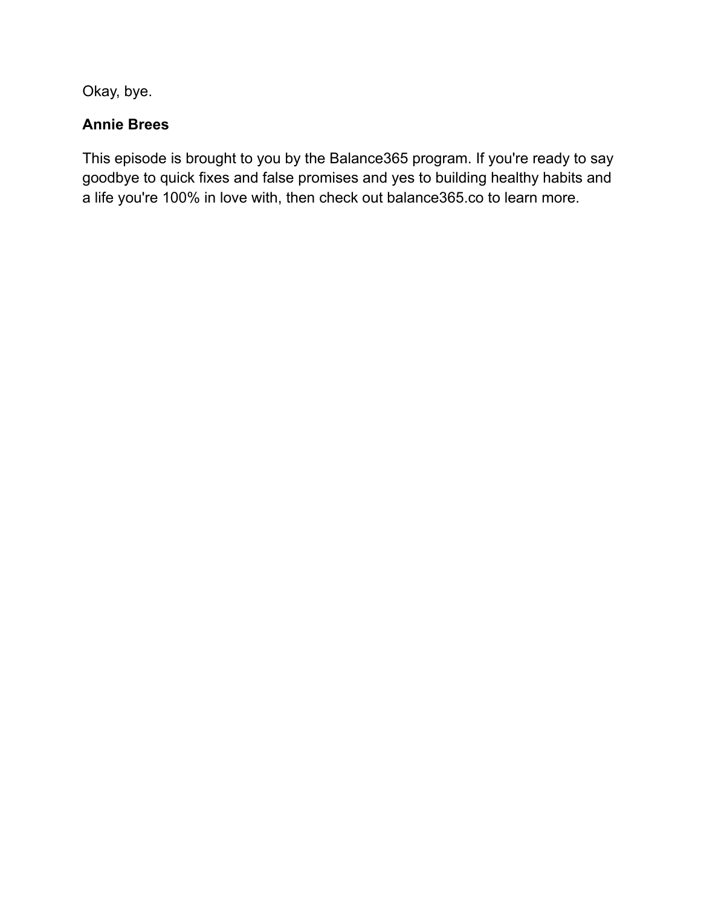Okay, bye.

**Annie Brees**

This episode is brought to you by the Balance365 program. If you're ready to say goodbye to quick fixes and false promises and yes to building healthy habits and a life you're 100% in love with, then check out balance365.co to learn more.